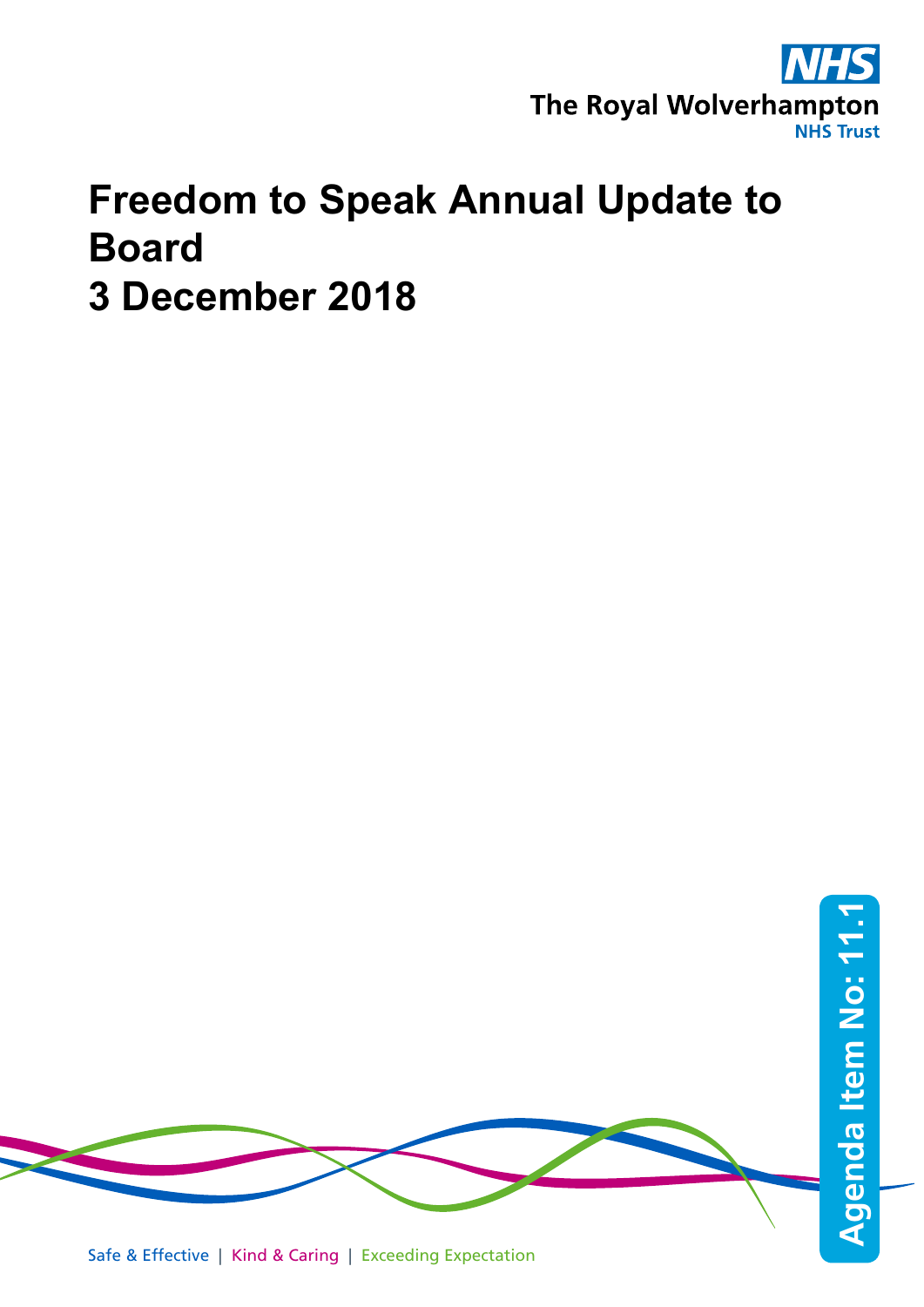NHS

The Royal Wolverhampton NHS Trust

# Freedom to Speak Annual Update to Board
# 3 December 2018

Agenda Item No: 11.1

Safe & Effective | Kind & Caring | Exceeding Expectation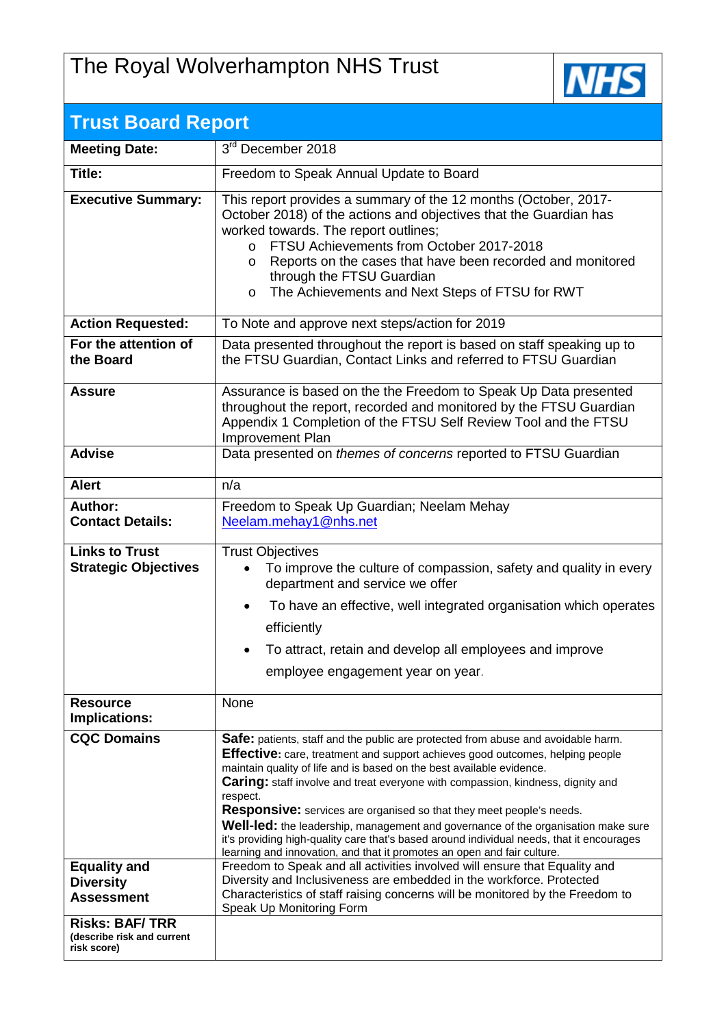# The Royal Wolverhampton NHS Trust

## Trust Board Report

| | |
|---|---|
| **Meeting Date:** | 3rd December 2018 |
| **Title:** | Freedom to Speak Annual Update to Board |
| **Executive Summary:** | This report provides a summary of the 12 months (October, 2017-October 2018) of the actions and objectives that the Guardian has worked towards. The report outlines;<br>o FTSU Achievements from October 2017-2018<br>o Reports on the cases that have been recorded and monitored through the FTSU Guardian<br>o The Achievements and Next Steps of FTSU for RWT |
| **Action Requested:** | To Note and approve next steps/action for 2019 |
| **For the attention of the Board** | Data presented throughout the report is based on staff speaking up to the FTSU Guardian, Contact Links and referred to FTSU Guardian |
| **Assure** | Assurance is based on the the Freedom to Speak Up Data presented throughout the report, recorded and monitored by the FTSU Guardian Appendix 1 Completion of the FTSU Self Review Tool and the FTSU Improvement Plan |
| **Advise** | Data presented on *themes of concerns* reported to FTSU Guardian |
| **Alert** | n/a |
| **Author:**<br>**Contact Details:** | Freedom to Speak Up Guardian; Neelam Mehay<br>Neelam.mehay1@nhs.net |
| **Links to Trust Strategic Objectives** | Trust Objectives<br>• To improve the culture of compassion, safety and quality in every department and service we offer<br>• To have an effective, well integrated organisation which operates efficiently<br>• To attract, retain and develop all employees and improve employee engagement year on year. |
| **Resource Implications:** | None |
| **CQC Domains** | **Safe:** patients, staff and the public are protected from abuse and avoidable harm.<br>**Effective:** care, treatment and support achieves good outcomes, helping people maintain quality of life and is based on the best available evidence.<br>**Caring:** staff involve and treat everyone with compassion, kindness, dignity and respect.<br>**Responsive:** services are organised so that they meet people's needs.<br>**Well-led:** the leadership, management and governance of the organisation make sure it's providing high-quality care that's based around individual needs, that it encourages learning and innovation, and that it promotes an open and fair culture. |
| **Equality and Diversity Assessment** | Freedom to Speak and all activities involved will ensure that Equality and Diversity and Inclusiveness are embedded in the workforce. Protected Characteristics of staff raising concerns will be monitored by the Freedom to Speak Up Monitoring Form |
| **Risks: BAF/ TRR**<br>(describe risk and current risk score) | |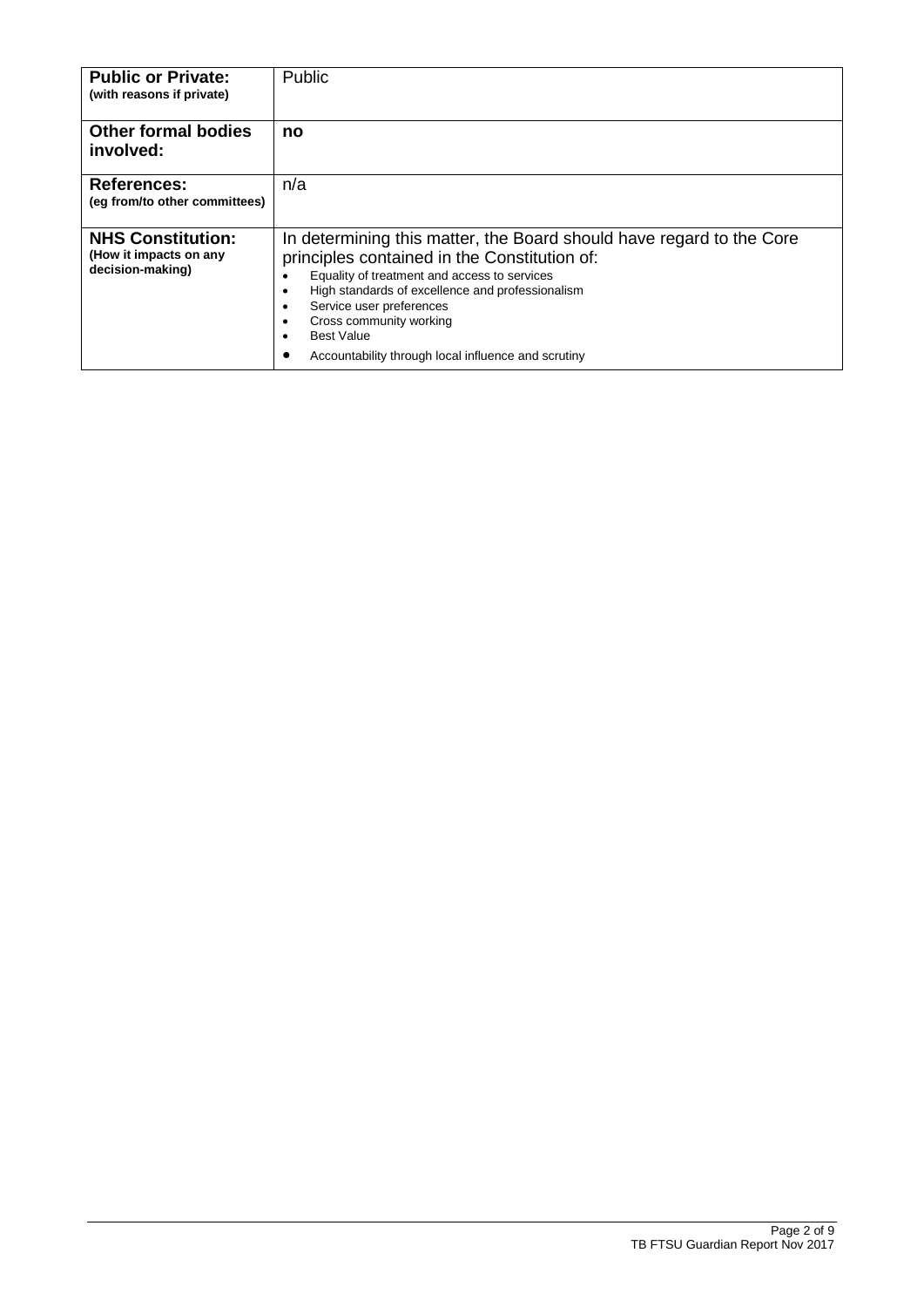| **Public or Private:** (with reasons if private) | Public |
|---|---|
| **Other formal bodies involved:** | **no** |
| **References:** (eg from/to other committees) | n/a |
| **NHS Constitution:** (How it impacts on any decision-making) | In determining this matter, the Board should have regard to the Core principles contained in the Constitution of:<br>• Equality of treatment and access to services<br>• High standards of excellence and professionalism<br>• Service user preferences<br>• Cross community working<br>• Best Value<br>• Accountability through local influence and scrutiny |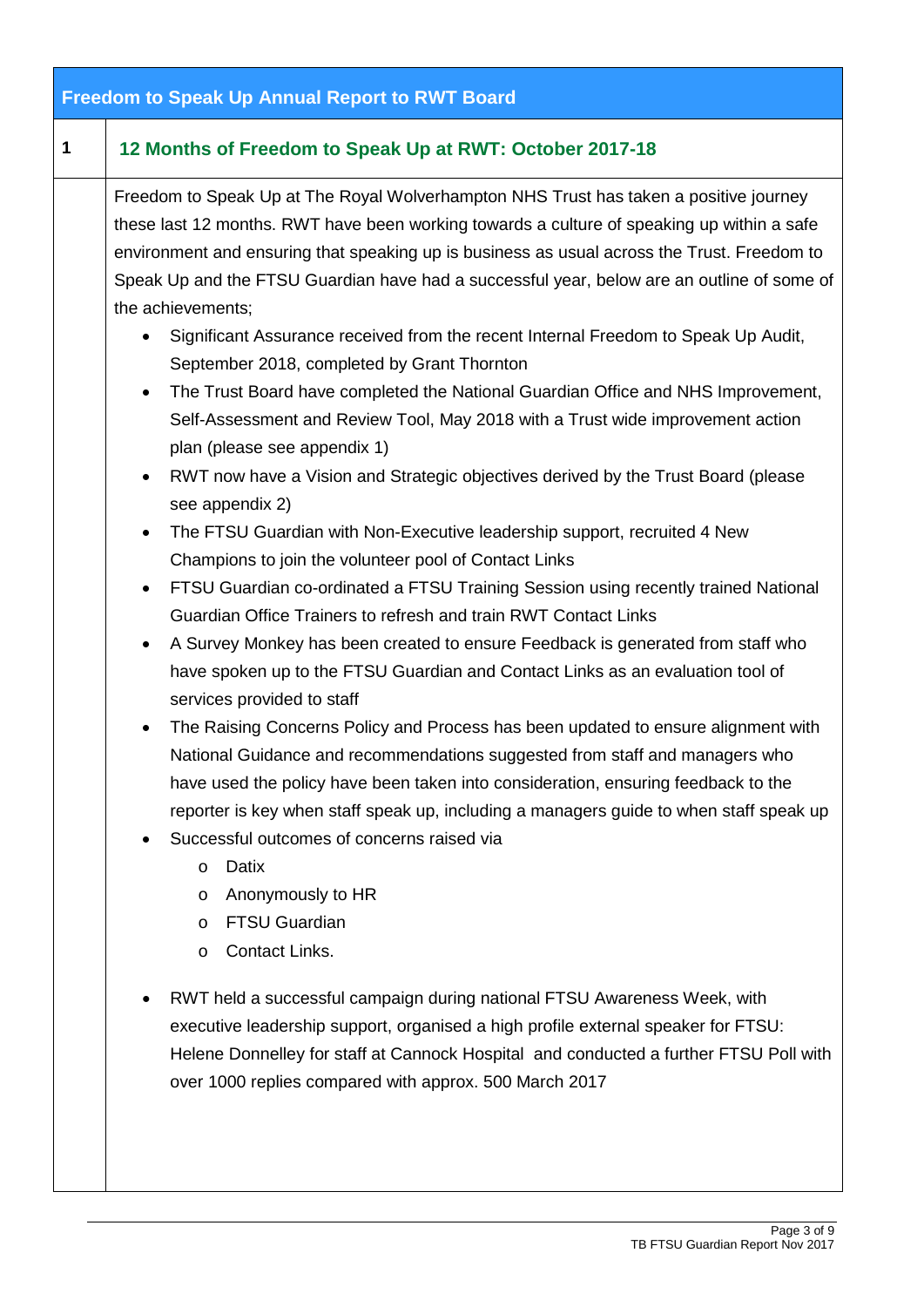## Freedom to Speak Up Annual Report to RWT Board

### 1 12 Months of Freedom to Speak Up at RWT: October 2017-18

Freedom to Speak Up at The Royal Wolverhampton NHS Trust has taken a positive journey these last 12 months. RWT have been working towards a culture of speaking up within a safe environment and ensuring that speaking up is business as usual across the Trust. Freedom to Speak Up and the FTSU Guardian have had a successful year, below are an outline of some of the achievements;

- Significant Assurance received from the recent Internal Freedom to Speak Up Audit, September 2018, completed by Grant Thornton
- The Trust Board have completed the National Guardian Office and NHS Improvement, Self-Assessment and Review Tool, May 2018 with a Trust wide improvement action plan (please see appendix 1)
- RWT now have a Vision and Strategic objectives derived by the Trust Board (please see appendix 2)
- The FTSU Guardian with Non-Executive leadership support, recruited 4 New Champions to join the volunteer pool of Contact Links
- FTSU Guardian co-ordinated a FTSU Training Session using recently trained National Guardian Office Trainers to refresh and train RWT Contact Links
- A Survey Monkey has been created to ensure Feedback is generated from staff who have spoken up to the FTSU Guardian and Contact Links as an evaluation tool of services provided to staff
- The Raising Concerns Policy and Process has been updated to ensure alignment with National Guidance and recommendations suggested from staff and managers who have used the policy have been taken into consideration, ensuring feedback to the reporter is key when staff speak up, including a managers guide to when staff speak up
- Successful outcomes of concerns raised via
  - Datix
  - Anonymously to HR
  - FTSU Guardian
  - Contact Links.
- RWT held a successful campaign during national FTSU Awareness Week, with executive leadership support, organised a high profile external speaker for FTSU: Helene Donnelley for staff at Cannock Hospital and conducted a further FTSU Poll with over 1000 replies compared with approx. 500 March 2017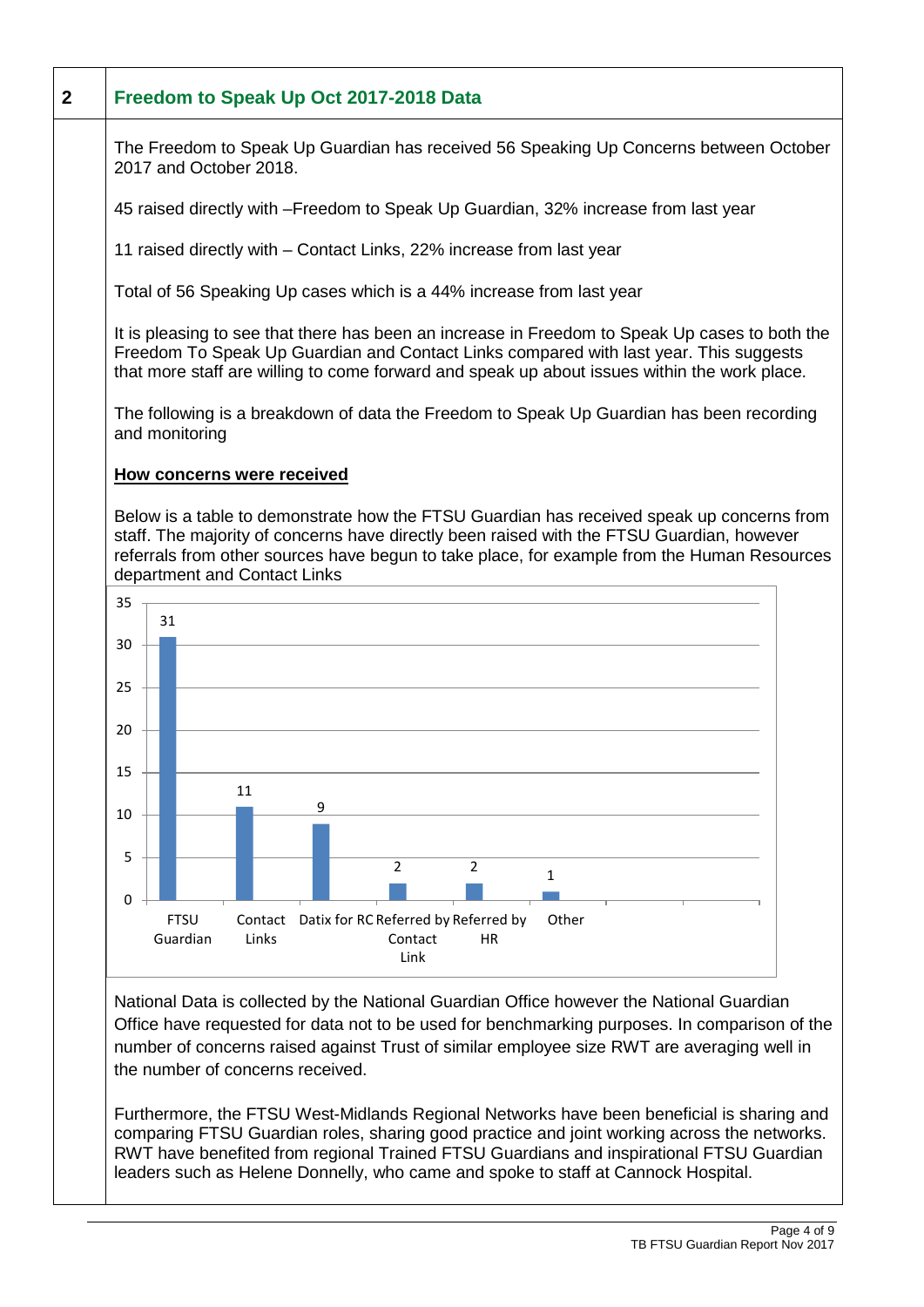## 2 Freedom to Speak Up Oct 2017-2018 Data

The Freedom to Speak Up Guardian has received 56 Speaking Up Concerns between October 2017 and October 2018.

45 raised directly with –Freedom to Speak Up Guardian, 32% increase from last year

11 raised directly with – Contact Links, 22% increase from last year

Total of 56 Speaking Up cases which is a 44% increase from last year

It is pleasing to see that there has been an increase in Freedom to Speak Up cases to both the Freedom To Speak Up Guardian and Contact Links compared with last year. This suggests that more staff are willing to come forward and speak up about issues within the work place.

The following is a breakdown of data the Freedom to Speak Up Guardian has been recording and monitoring

**How concerns were received**

Below is a table to demonstrate how the FTSU Guardian has received speak up concerns from staff. The majority of concerns have directly been raised with the FTSU Guardian, however referrals from other sources have begun to take place, for example from the Human Resources department and Contact Links

| FTSU Guardian | Contact Links | Datix for RC | Referred by Contact Link | Referred by HR | Other |
|---|---|---|---|---|---|
| 31 | 11 | 9 | 2 | 2 | 1 |

National Data is collected by the National Guardian Office however the National Guardian Office have requested for data not to be used for benchmarking purposes. In comparison of the number of concerns raised against Trust of similar employee size RWT are averaging well in the number of concerns received.

Furthermore, the FTSU West-Midlands Regional Networks have been beneficial is sharing and comparing FTSU Guardian roles, sharing good practice and joint working across the networks. RWT have benefited from regional Trained FTSU Guardians and inspirational FTSU Guardian leaders such as Helene Donnelly, who came and spoke to staff at Cannock Hospital.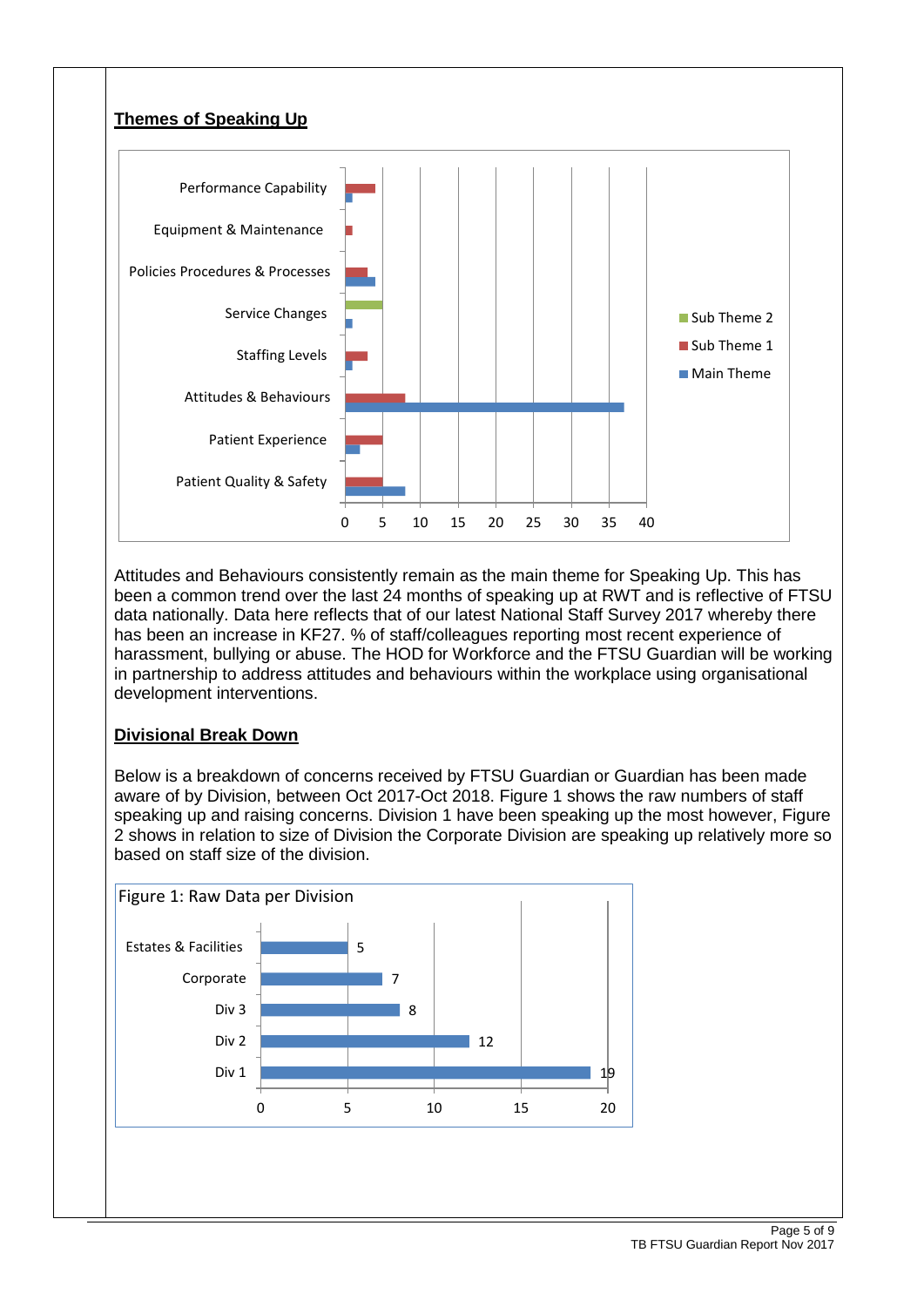## Themes of Speaking Up

Attitudes and Behaviours consistently remain as the main theme for Speaking Up. This has been a common trend over the last 24 months of speaking up at RWT and is reflective of FTSU data nationally. Data here reflects that of our latest National Staff Survey 2017 whereby there has been an increase in KF27. % of staff/colleagues reporting most recent experience of harassment, bullying or abuse. The HOD for Workforce and the FTSU Guardian will be working in partnership to address attitudes and behaviours within the workplace using organisational development interventions.

## Divisional Break Down

Below is a breakdown of concerns received by FTSU Guardian or Guardian has been made aware of by Division, between Oct 2017-Oct 2018. Figure 1 shows the raw numbers of staff speaking up and raising concerns. Division 1 have been speaking up the most however, Figure 2 shows in relation to size of Division the Corporate Division are speaking up relatively more so based on staff size of the division.

Figure 1: Raw Data per Division

| Division | Number |
|---|---|
| Estates & Facilities | 5 |
| Corporate | 7 |
| Div 3 | 8 |
| Div 2 | 12 |
| Div 1 | 19 |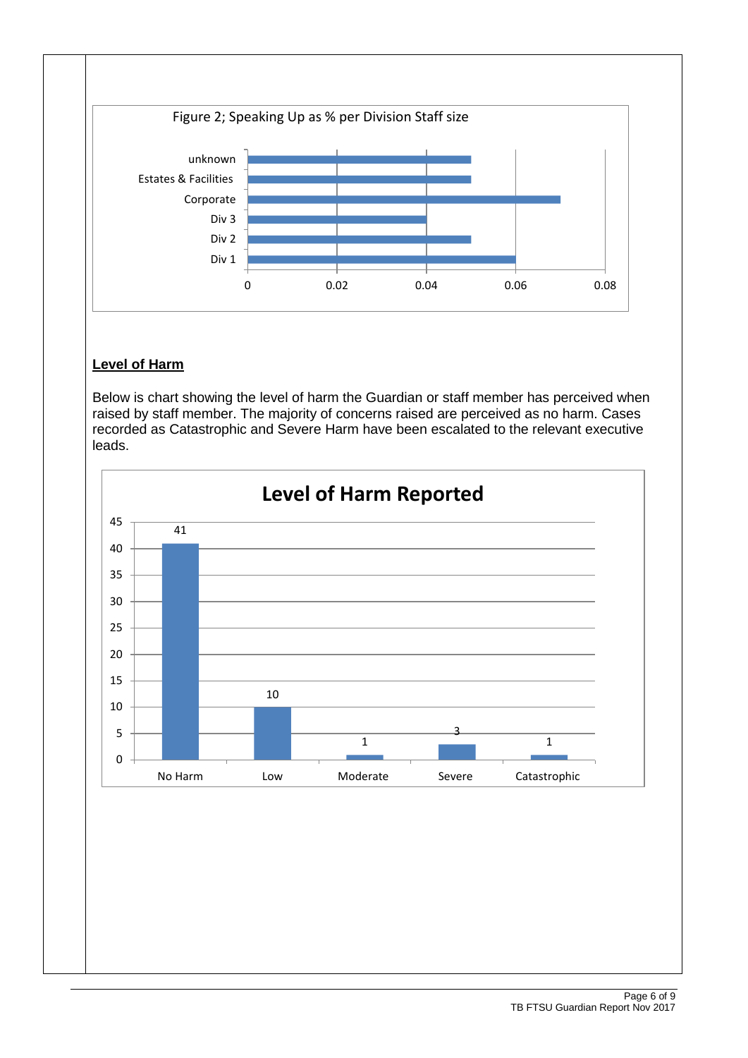Figure 2; Speaking Up as % per Division Staff size

| Division | Value |
|---|---|
| unknown | 0.05 |
| Estates & Facilities | 0.05 |
| Corporate | 0.07 |
| Div 3 | 0.04 |
| Div 2 | 0.05 |
| Div 1 | 0.06 |

## Level of Harm

Below is chart showing the level of harm the Guardian or staff member has perceived when raised by staff member. The majority of concerns raised are perceived as no harm. Cases recorded as Catastrophic and Severe Harm have been escalated to the relevant executive leads.

**Level of Harm Reported**

| Level of Harm | Count |
|---|---|
| No Harm | 41 |
| Low | 10 |
| Moderate | 1 |
| Severe | 3 |
| Catastrophic | 1 |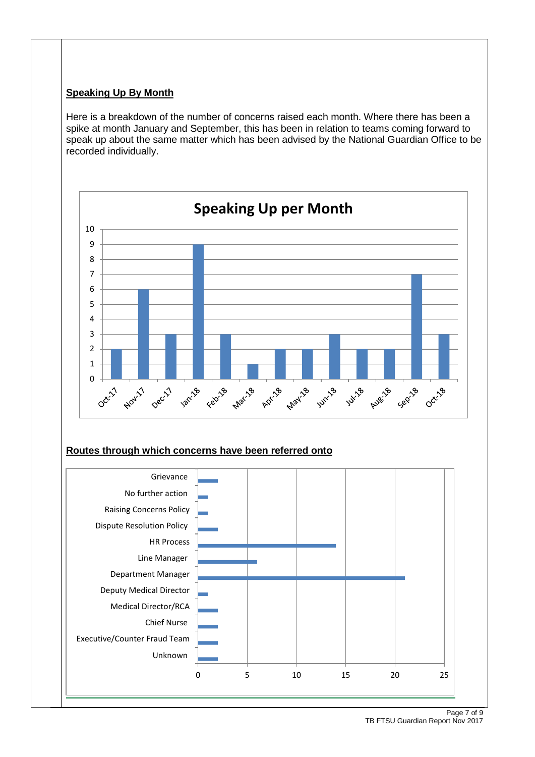## Speaking Up By Month

Here is a breakdown of the number of concerns raised each month. Where there has been a spike at month January and September, this has been in relation to teams coming forward to speak up about the same matter which has been advised by the National Guardian Office to be recorded individually.

**Speaking Up per Month**

| Month | Number |
|---|---|
| Oct-17 | 2 |
| Nov-17 | 6 |
| Dec-17 | 3 |
| Jan-18 | 9 |
| Feb-18 | 3 |
| Mar-18 | 1 |
| Apr-18 | 2 |
| May-18 | 2 |
| Jun-18 | 3 |
| Jul-18 | 2 |
| Aug-18 | 2 |
| Sep-18 | 7 |
| Oct-18 | 3 |

## Routes through which concerns have been referred onto

| Route | Number |
|---|---|
| Grievance | 2 |
| No further action | 1 |
| Raising Concerns Policy | 1 |
| Dispute Resolution Policy | 2 |
| HR Process | 14 |
| Line Manager | 6 |
| Department Manager | 21 |
| Deputy Medical Director | 1 |
| Medical Director/RCA | 2 |
| Chief Nurse | 2 |
| Executive/Counter Fraud Team | 2 |
| Unknown | 2 |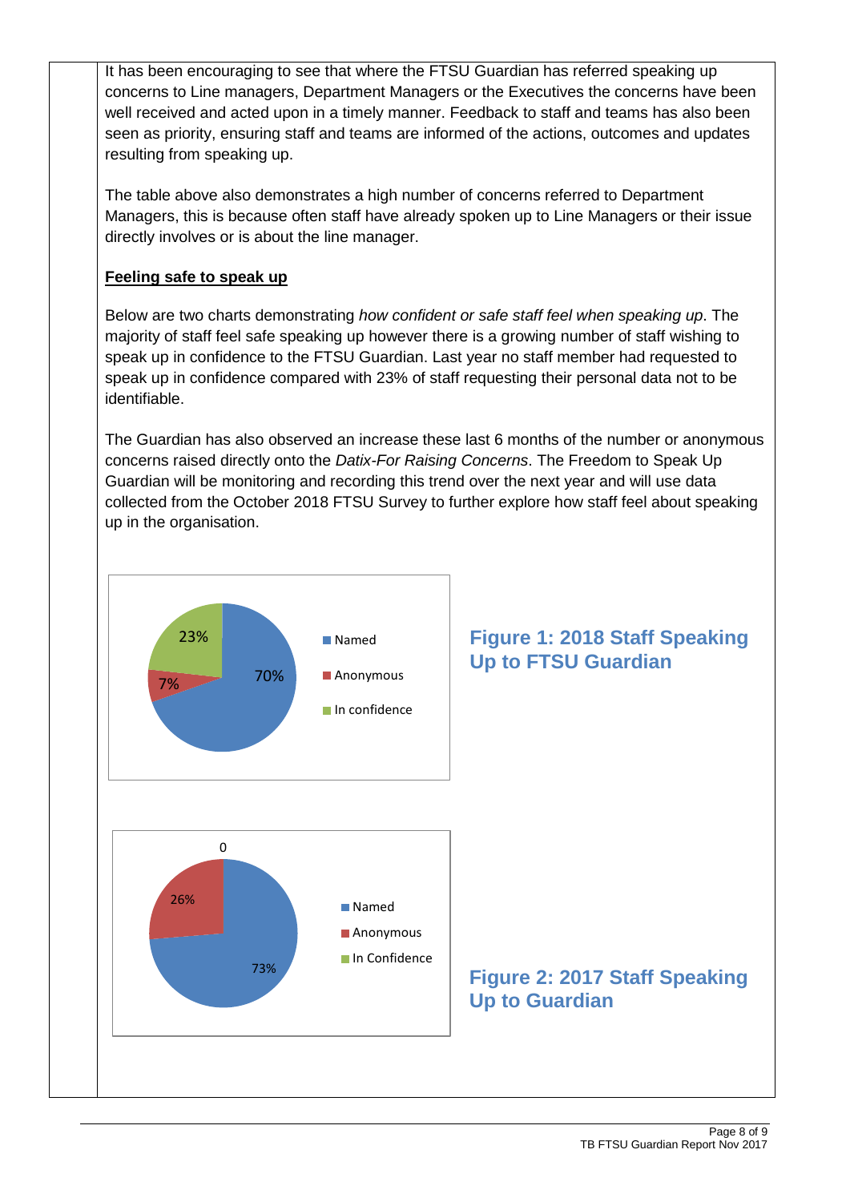It has been encouraging to see that where the FTSU Guardian has referred speaking up concerns to Line managers, Department Managers or the Executives the concerns have been well received and acted upon in a timely manner. Feedback to staff and teams has also been seen as priority, ensuring staff and teams are informed of the actions, outcomes and updates resulting from speaking up.

The table above also demonstrates a high number of concerns referred to Department Managers, this is because often staff have already spoken up to Line Managers or their issue directly involves or is about the line manager.

**Feeling safe to speak up**

Below are two charts demonstrating *how confident or safe staff feel when speaking up*. The majority of staff feel safe speaking up however there is a growing number of staff wishing to speak up in confidence to the FTSU Guardian. Last year no staff member had requested to speak up in confidence compared with 23% of staff requesting their personal data not to be identifiable.

The Guardian has also observed an increase these last 6 months of the number or anonymous concerns raised directly onto the *Datix-For Raising Concerns*. The Freedom to Speak Up Guardian will be monitoring and recording this trend over the next year and will use data collected from the October 2018 FTSU Survey to further explore how staff feel about speaking up in the organisation.

| | Named | Anonymous | In confidence |
|---|---|---|---|
| 2018 | 70% | 7% | 23% |

**Figure 1: 2018 Staff Speaking Up to FTSU Guardian**

| | Named | Anonymous | In Confidence |
|---|---|---|---|
| 2017 | 73% | 26% | 0 |

**Figure 2: 2017 Staff Speaking Up to Guardian**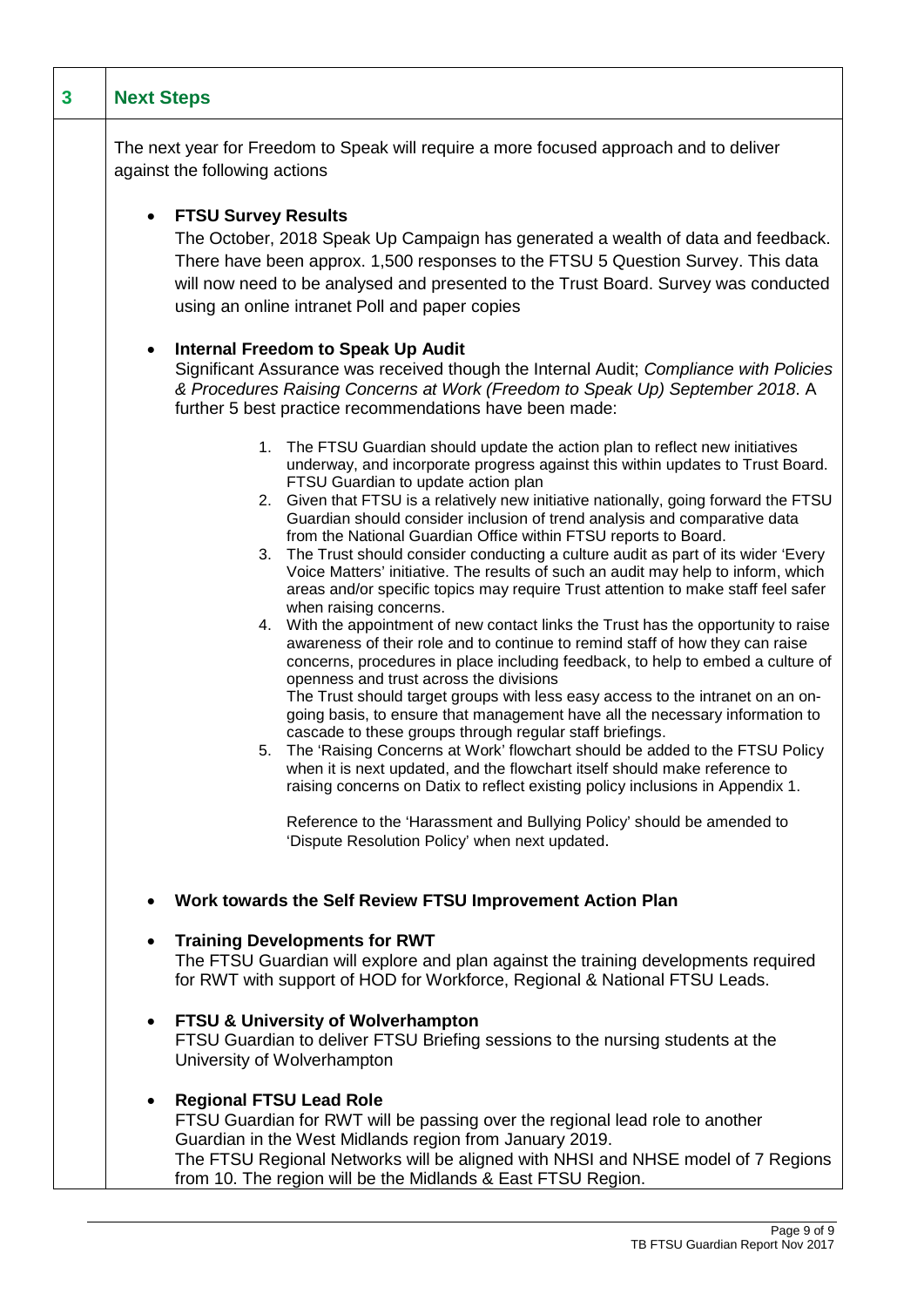## 3 Next Steps

The next year for Freedom to Speak will require a more focused approach and to deliver against the following actions

- **FTSU Survey Results**
  The October, 2018 Speak Up Campaign has generated a wealth of data and feedback. There have been approx. 1,500 responses to the FTSU 5 Question Survey. This data will now need to be analysed and presented to the Trust Board. Survey was conducted using an online intranet Poll and paper copies

- **Internal Freedom to Speak Up Audit**
  Significant Assurance was received though the Internal Audit; *Compliance with Policies & Procedures Raising Concerns at Work (Freedom to Speak Up) September 2018*. A further 5 best practice recommendations have been made:

  1. The FTSU Guardian should update the action plan to reflect new initiatives underway, and incorporate progress against this within updates to Trust Board. FTSU Guardian to update action plan
  2. Given that FTSU is a relatively new initiative nationally, going forward the FTSU Guardian should consider inclusion of trend analysis and comparative data from the National Guardian Office within FTSU reports to Board.
  3. The Trust should consider conducting a culture audit as part of its wider 'Every Voice Matters' initiative. The results of such an audit may help to inform, which areas and/or specific topics may require Trust attention to make staff feel safer when raising concerns.
  4. With the appointment of new contact links the Trust has the opportunity to raise awareness of their role and to continue to remind staff of how they can raise concerns, procedures in place including feedback, to help to embed a culture of openness and trust across the divisions
     The Trust should target groups with less easy access to the intranet on an on-going basis, to ensure that management have all the necessary information to cascade to these groups through regular staff briefings.
  5. The 'Raising Concerns at Work' flowchart should be added to the FTSU Policy when it is next updated, and the flowchart itself should make reference to raising concerns on Datix to reflect existing policy inclusions in Appendix 1.

     Reference to the 'Harassment and Bullying Policy' should be amended to 'Dispute Resolution Policy' when next updated.

- **Work towards the Self Review FTSU Improvement Action Plan**

- **Training Developments for RWT**
  The FTSU Guardian will explore and plan against the training developments required for RWT with support of HOD for Workforce, Regional & National FTSU Leads.

- **FTSU & University of Wolverhampton**
  FTSU Guardian to deliver FTSU Briefing sessions to the nursing students at the University of Wolverhampton

- **Regional FTSU Lead Role**
  FTSU Guardian for RWT will be passing over the regional lead role to another Guardian in the West Midlands region from January 2019.
  The FTSU Regional Networks will be aligned with NHSI and NHSE model of 7 Regions from 10. The region will be the Midlands & East FTSU Region.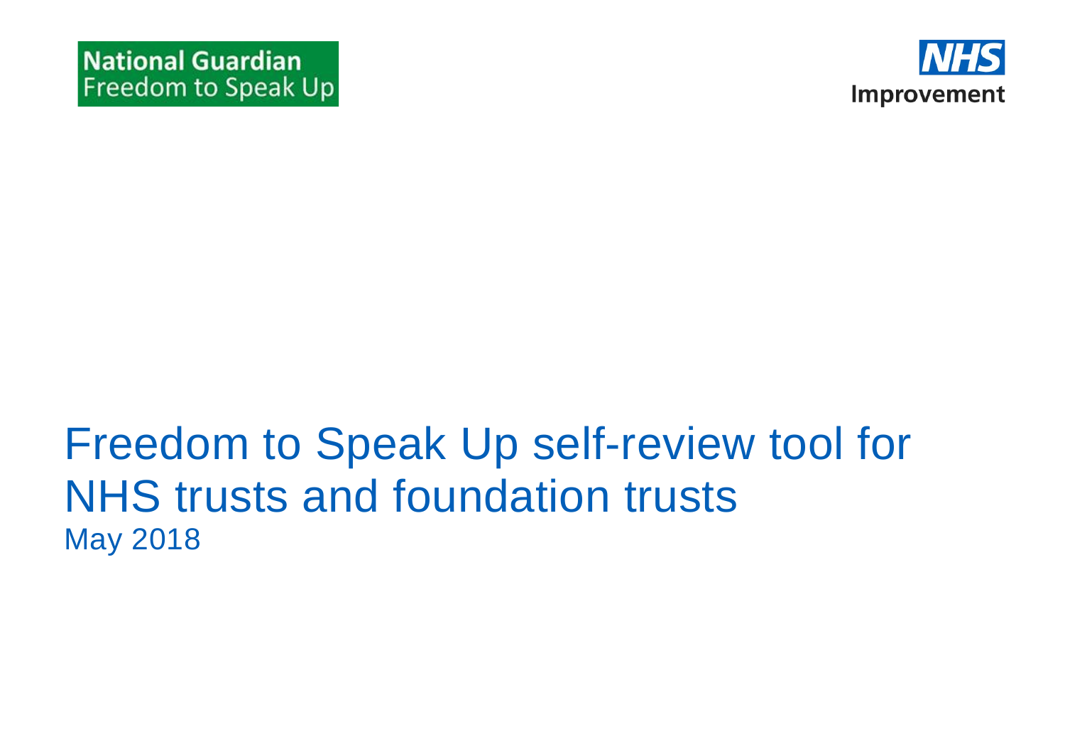National Guardian
Freedom to Speak Up

NHS
Improvement

# Freedom to Speak Up self-review tool for NHS trusts and foundation trusts

May 2018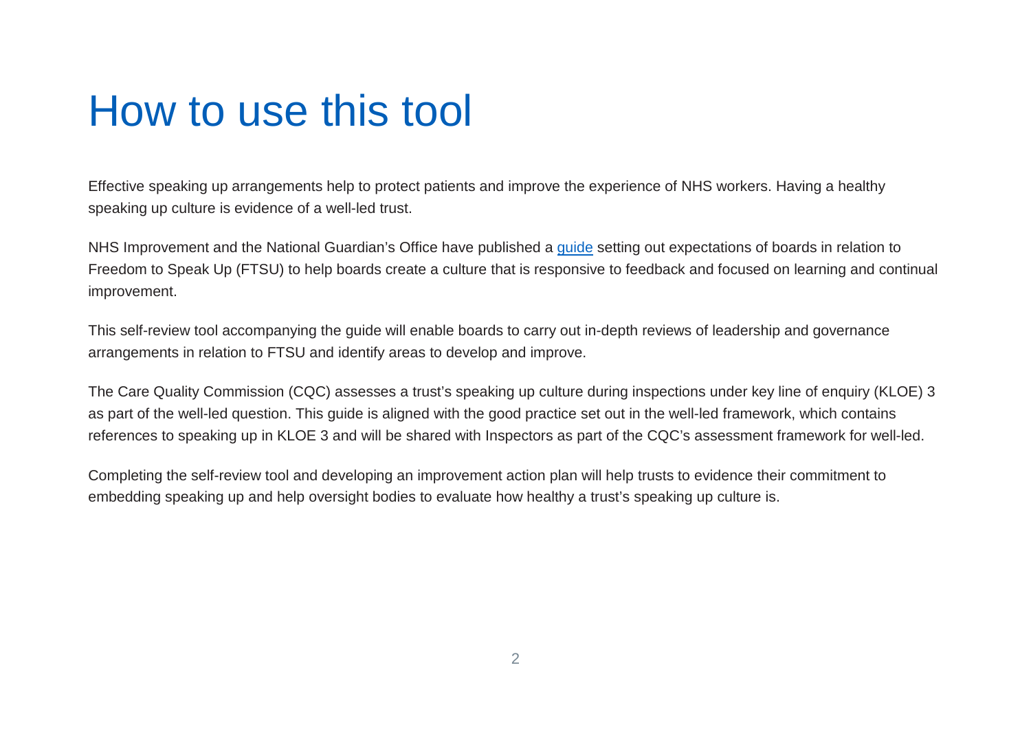# How to use this tool

Effective speaking up arrangements help to protect patients and improve the experience of NHS workers. Having a healthy speaking up culture is evidence of a well-led trust.

NHS Improvement and the National Guardian's Office have published a guide setting out expectations of boards in relation to Freedom to Speak Up (FTSU) to help boards create a culture that is responsive to feedback and focused on learning and continual improvement.

This self-review tool accompanying the guide will enable boards to carry out in-depth reviews of leadership and governance arrangements in relation to FTSU and identify areas to develop and improve.

The Care Quality Commission (CQC) assesses a trust's speaking up culture during inspections under key line of enquiry (KLOE) 3 as part of the well-led question. This guide is aligned with the good practice set out in the well-led framework, which contains references to speaking up in KLOE 3 and will be shared with Inspectors as part of the CQC's assessment framework for well-led.

Completing the self-review tool and developing an improvement action plan will help trusts to evidence their commitment to embedding speaking up and help oversight bodies to evaluate how healthy a trust's speaking up culture is.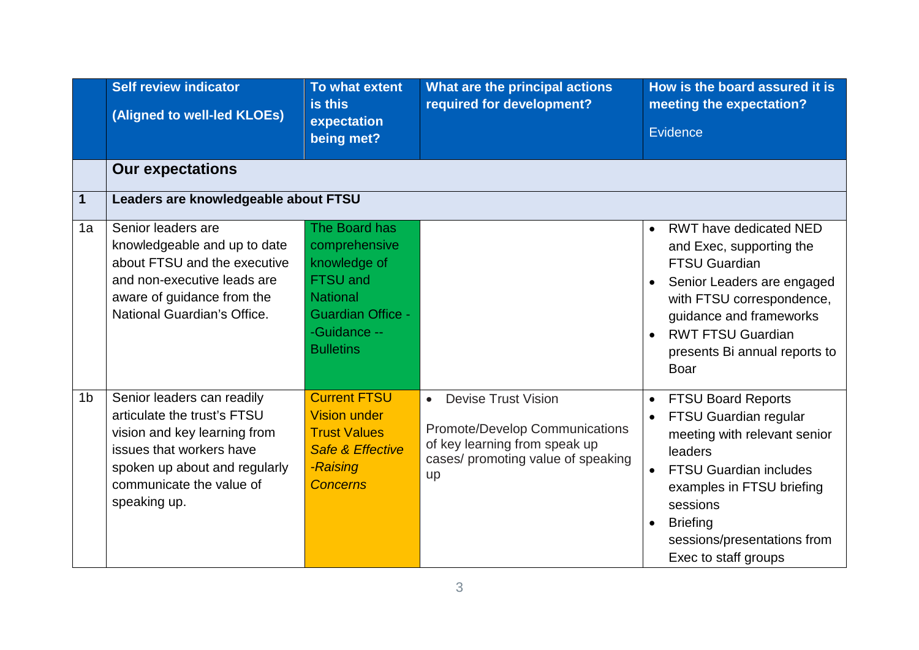| | Self review indicator<br><br>(Aligned to well-led KLOEs) | To what extent is this expectation being met? | What are the principal actions required for development? | How is the board assured it is meeting the expectation?<br><br>Evidence |
|---|---|---|---|---|
| | **Our expectations** | | | |
| **1** | **Leaders are knowledgeable about FTSU** | | | |
| 1a | Senior leaders are knowledgeable and up to date about FTSU and the executive and non-executive leads are aware of guidance from the National Guardian's Office. | The Board has comprehensive knowledge of FTSU and National Guardian Office - -Guidance -- Bulletins | | • RWT have dedicated NED and Exec, supporting the FTSU Guardian<br>• Senior Leaders are engaged with FTSU correspondence, guidance and frameworks<br>• RWT FTSU Guardian presents Bi annual reports to Boar |
| 1b | Senior leaders can readily articulate the trust's FTSU vision and key learning from issues that workers have spoken up about and regularly communicate the value of speaking up. | Current FTSU Vision under Trust Values *Safe & Effective -Raising Concerns* | • Devise Trust Vision<br><br>Promote/Develop Communications of key learning from speak up cases/ promoting value of speaking up | • FTSU Board Reports<br>• FTSU Guardian regular meeting with relevant senior leaders<br>• FTSU Guardian includes examples in FTSU briefing sessions<br>• Briefing sessions/presentations from Exec to staff groups |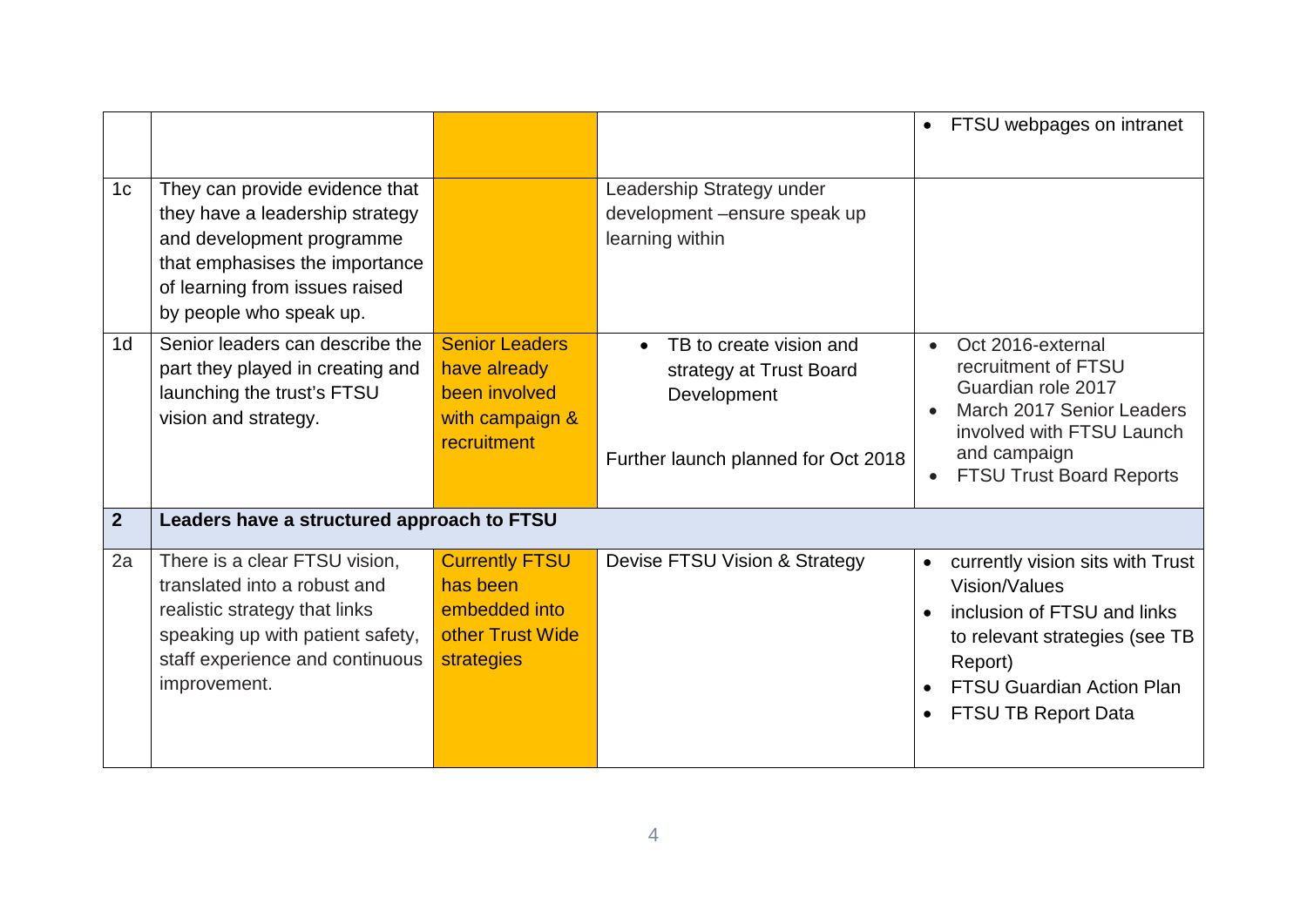| | | | | |
|---|---|---|---|---|
| | | | | • FTSU webpages on intranet |
| 1c | They can provide evidence that they have a leadership strategy and development programme that emphasises the importance of learning from issues raised by people who speak up. | | Leadership Strategy under development –ensure speak up learning within | |
| 1d | Senior leaders can describe the part they played in creating and launching the trust's FTSU vision and strategy. | Senior Leaders have already been involved with campaign & recruitment | • TB to create vision and strategy at Trust Board Development<br><br>Further launch planned for Oct 2018 | • Oct 2016-external recruitment of FTSU Guardian role 2017<br>• March 2017 Senior Leaders involved with FTSU Launch and campaign<br>• FTSU Trust Board Reports |
| **2** | **Leaders have a structured approach to FTSU** | | | |
| 2a | There is a clear FTSU vision, translated into a robust and realistic strategy that links speaking up with patient safety, staff experience and continuous improvement. | Currently FTSU has been embedded into other Trust Wide strategies | Devise FTSU Vision & Strategy | • currently vision sits with Trust Vision/Values<br>• inclusion of FTSU and links to relevant strategies (see TB Report)<br>• FTSU Guardian Action Plan<br>• FTSU TB Report Data |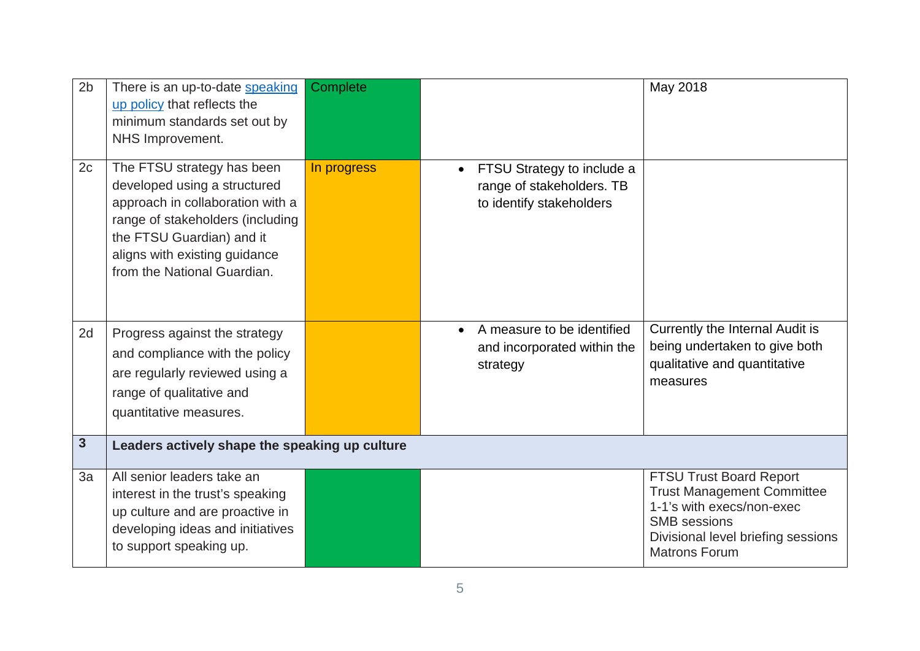| | | | | |
|---|---|---|---|---|
| 2b | There is an up-to-date speaking up policy that reflects the minimum standards set out by NHS Improvement. | Complete | | May 2018 |
| 2c | The FTSU strategy has been developed using a structured approach in collaboration with a range of stakeholders (including the FTSU Guardian) and it aligns with existing guidance from the National Guardian. | In progress | • FTSU Strategy to include a range of stakeholders. TB to identify stakeholders | |
| 2d | Progress against the strategy and compliance with the policy are regularly reviewed using a range of qualitative and quantitative measures. | | • A measure to be identified and incorporated within the strategy | Currently the Internal Audit is being undertaken to give both qualitative and quantitative measures |
| **3** | **Leaders actively shape the speaking up culture** | | | |
| 3a | All senior leaders take an interest in the trust's speaking up culture and are proactive in developing ideas and initiatives to support speaking up. | | | FTSU Trust Board Report<br>Trust Management Committee<br>1-1's with execs/non-exec<br>SMB sessions<br>Divisional level briefing sessions<br>Matrons Forum |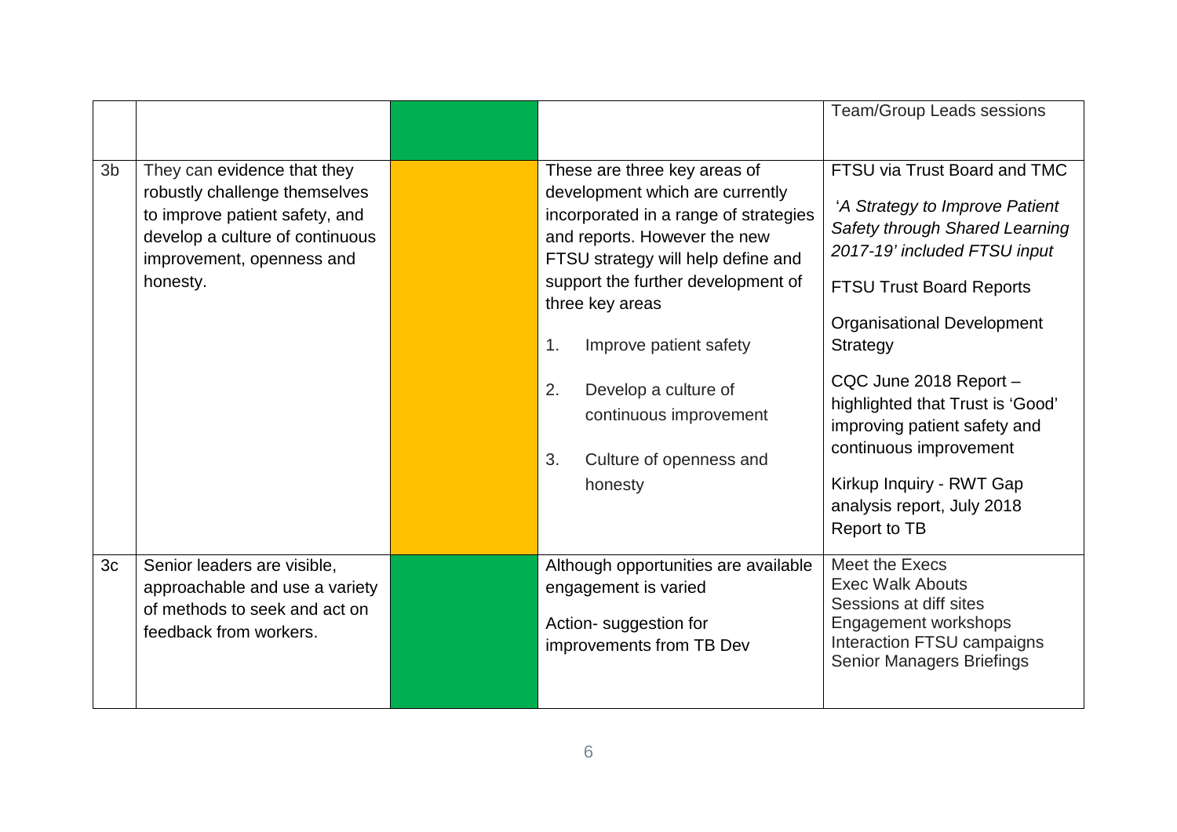| | | | | |
|---|---|---|---|---|
| | | | | Team/Group Leads sessions |
| 3b | They can evidence that they robustly challenge themselves to improve patient safety, and develop a culture of continuous improvement, openness and honesty. | | These are three key areas of development which are currently incorporated in a range of strategies and reports. However the new FTSU strategy will help define and support the further development of three key areas<br>1. Improve patient safety<br>2. Develop a culture of continuous improvement<br>3. Culture of openness and honesty | FTSU via Trust Board and TMC<br>*'A Strategy to Improve Patient Safety through Shared Learning 2017-19' included FTSU input*<br>FTSU Trust Board Reports<br>Organisational Development Strategy<br>CQC June 2018 Report – highlighted that Trust is 'Good' improving patient safety and continuous improvement<br>Kirkup Inquiry - RWT Gap analysis report, July 2018 Report to TB |
| 3c | Senior leaders are visible, approachable and use a variety of methods to seek and act on feedback from workers. | | Although opportunities are available engagement is varied<br>Action- suggestion for improvements from TB Dev | Meet the Execs<br>Exec Walk Abouts<br>Sessions at diff sites<br>Engagement workshops<br>Interaction FTSU campaigns<br>Senior Managers Briefings |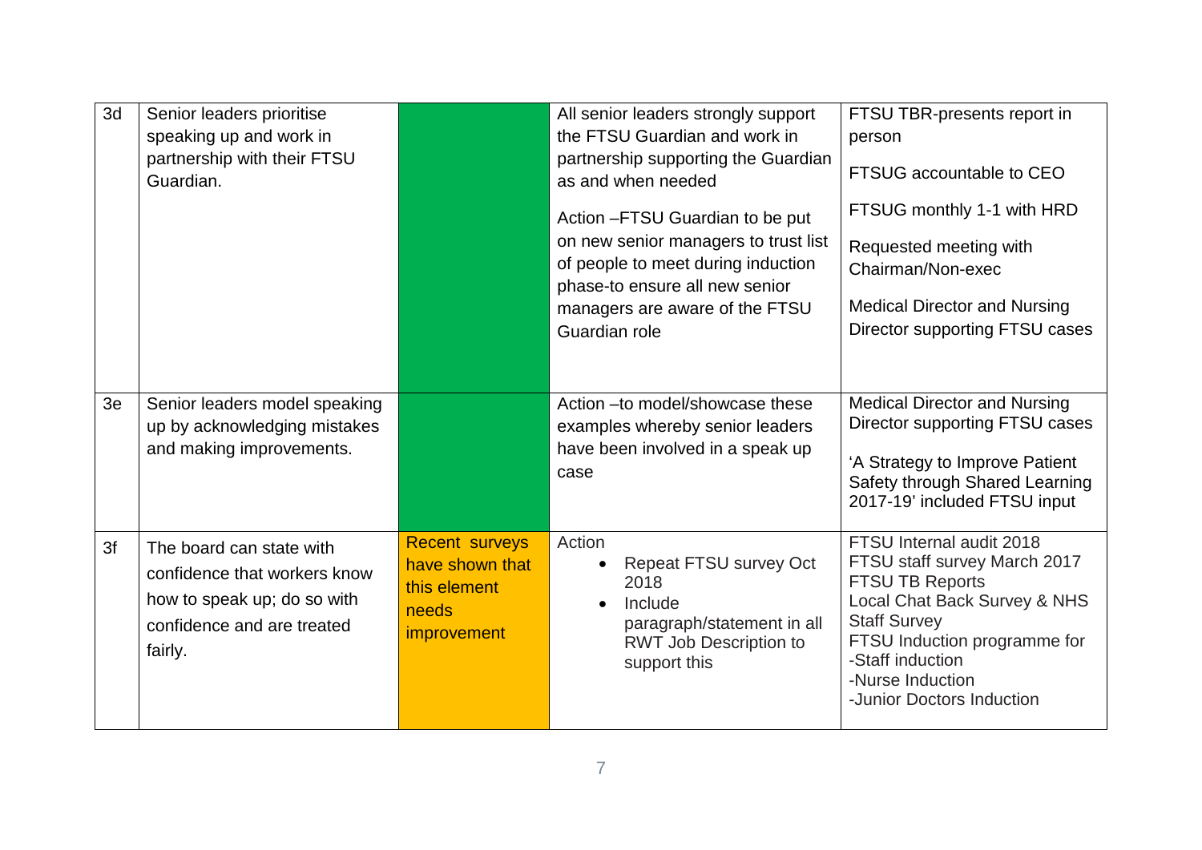| 3d | Senior leaders prioritise speaking up and work in partnership with their FTSU Guardian. | | All senior leaders strongly support the FTSU Guardian and work in partnership supporting the Guardian as and when needed<br><br>Action –FTSU Guardian to be put on new senior managers to trust list of people to meet during induction phase-to ensure all new senior managers are aware of the FTSU Guardian role | FTSU TBR-presents report in person<br><br>FTSUG accountable to CEO<br><br>FTSUG monthly 1-1 with HRD<br><br>Requested meeting with Chairman/Non-exec<br><br>Medical Director and Nursing Director supporting FTSU cases |
|---|---|---|---|---|
| 3e | Senior leaders model speaking up by acknowledging mistakes and making improvements. | | Action –to model/showcase these examples whereby senior leaders have been involved in a speak up case | Medical Director and Nursing Director supporting FTSU cases<br><br>'A Strategy to Improve Patient Safety through Shared Learning 2017-19' included FTSU input |
| 3f | The board can state with confidence that workers know how to speak up; do so with confidence and are treated fairly. | Recent surveys have shown that this element needs improvement | Action<br>• Repeat FTSU survey Oct 2018<br>• Include paragraph/statement in all RWT Job Description to support this | FTSU Internal audit 2018<br>FTSU staff survey March 2017<br>FTSU TB Reports<br>Local Chat Back Survey & NHS Staff Survey<br>FTSU Induction programme for<br>-Staff induction<br>-Nurse Induction<br>-Junior Doctors Induction |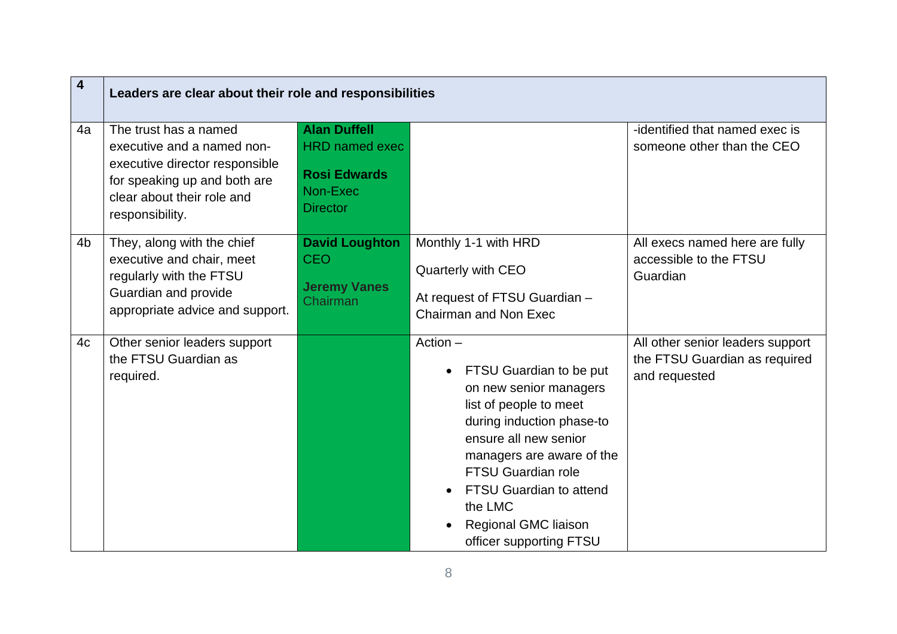| 4 | **Leaders are clear about their role and responsibilities** | | | |
|---|---|---|---|---|
| 4a | The trust has a named executive and a named non-executive director responsible for speaking up and both are clear about their role and responsibility. | **Alan Duffell** HRD named exec<br><br>**Rosi Edwards** Non-Exec Director | | -identified that named exec is someone other than the CEO |
| 4b | They, along with the chief executive and chair, meet regularly with the FTSU Guardian and provide appropriate advice and support. | **David Loughton** CEO<br><br>**Jeremy Vanes** Chairman | Monthly 1-1 with HRD<br><br>Quarterly with CEO<br><br>At request of FTSU Guardian – Chairman and Non Exec | All execs named here are fully accessible to the FTSU Guardian |
| 4c | Other senior leaders support the FTSU Guardian as required. | | Action –<br><br>• FTSU Guardian to be put on new senior managers list of people to meet during induction phase-to ensure all new senior managers are aware of the FTSU Guardian role<br>• FTSU Guardian to attend the LMC<br>• Regional GMC liaison officer supporting FTSU | All other senior leaders support the FTSU Guardian as required and requested |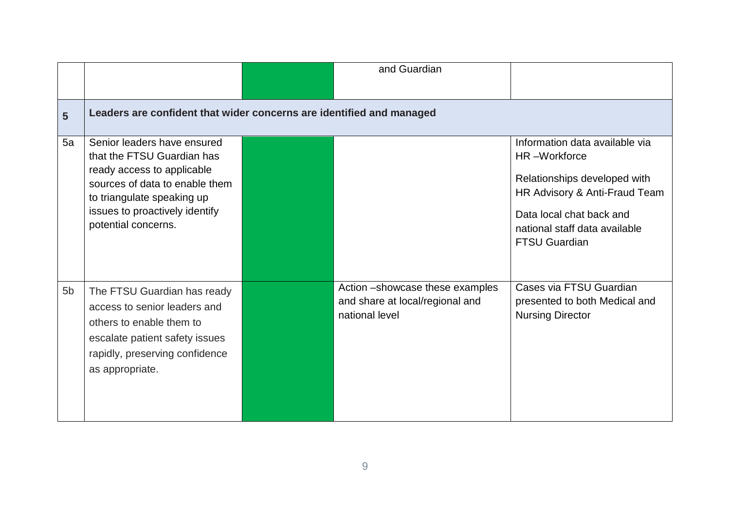| | | | | |
|---|---|---|---|---|
| | | | and Guardian | |
| **5** | **Leaders are confident that wider concerns are identified and managed** | | | |
| 5a | Senior leaders have ensured that the FTSU Guardian has ready access to applicable sources of data to enable them to triangulate speaking up issues to proactively identify potential concerns. | | | Information data available via HR –Workforce<br><br>Relationships developed with HR Advisory & Anti-Fraud Team<br><br>Data local chat back and national staff data available FTSU Guardian |
| 5b | The FTSU Guardian has ready access to senior leaders and others to enable them to escalate patient safety issues rapidly, preserving confidence as appropriate. | | Action –showcase these examples and share at local/regional and national level | Cases via FTSU Guardian presented to both Medical and Nursing Director |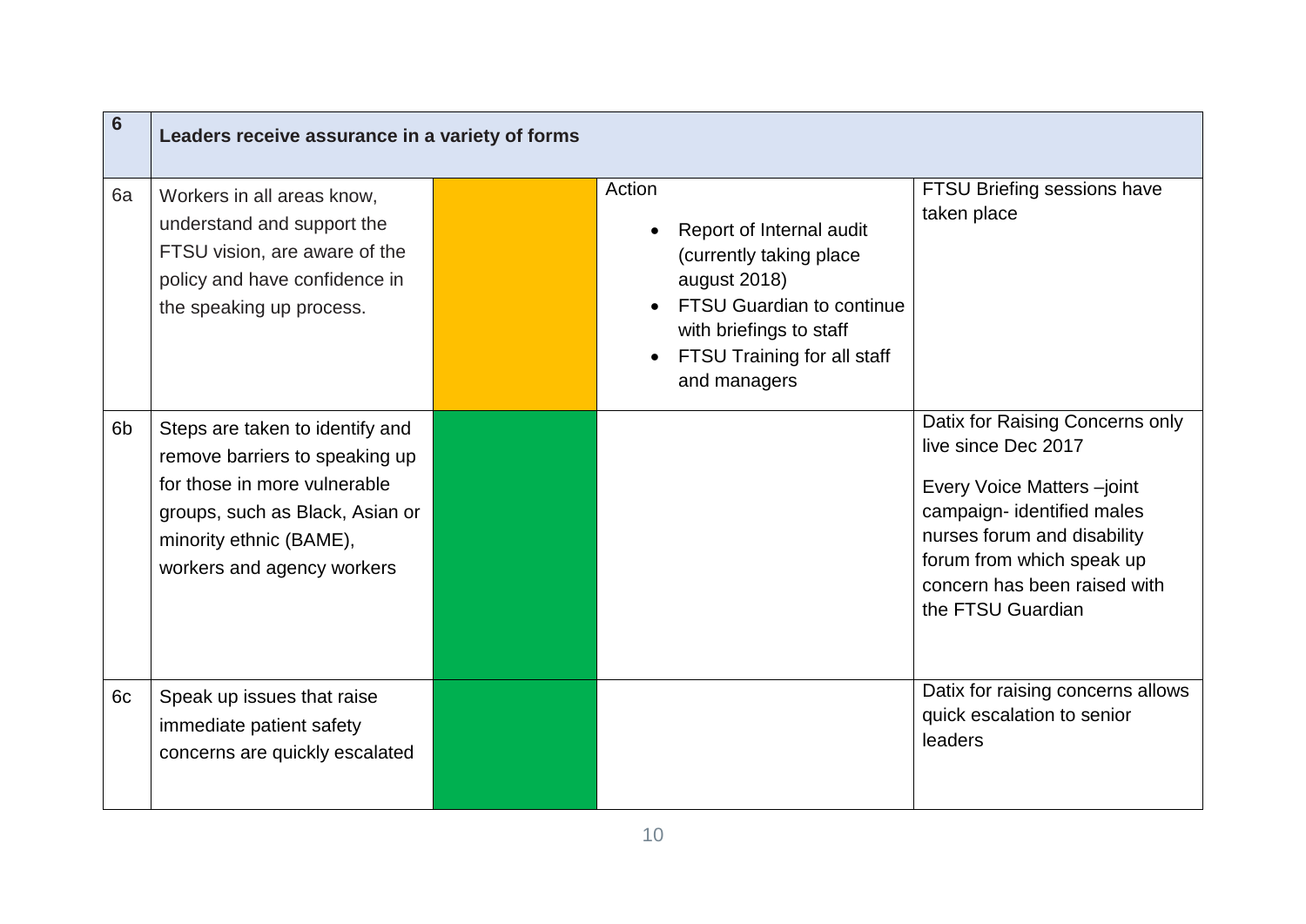| 6 | Leaders receive assurance in a variety of forms | | | |
|---|---|---|---|---|
| 6a | Workers in all areas know, understand and support the FTSU vision, are aware of the policy and have confidence in the speaking up process. | | Action<br>• Report of Internal audit (currently taking place august 2018)<br>• FTSU Guardian to continue with briefings to staff<br>• FTSU Training for all staff and managers | FTSU Briefing sessions have taken place |
| 6b | Steps are taken to identify and remove barriers to speaking up for those in more vulnerable groups, such as Black, Asian or minority ethnic (BAME), workers and agency workers | | | Datix for Raising Concerns only live since Dec 2017<br><br>Every Voice Matters –joint campaign- identified males nurses forum and disability forum from which speak up concern has been raised with the FTSU Guardian |
| 6c | Speak up issues that raise immediate patient safety concerns are quickly escalated | | | Datix for raising concerns allows quick escalation to senior leaders |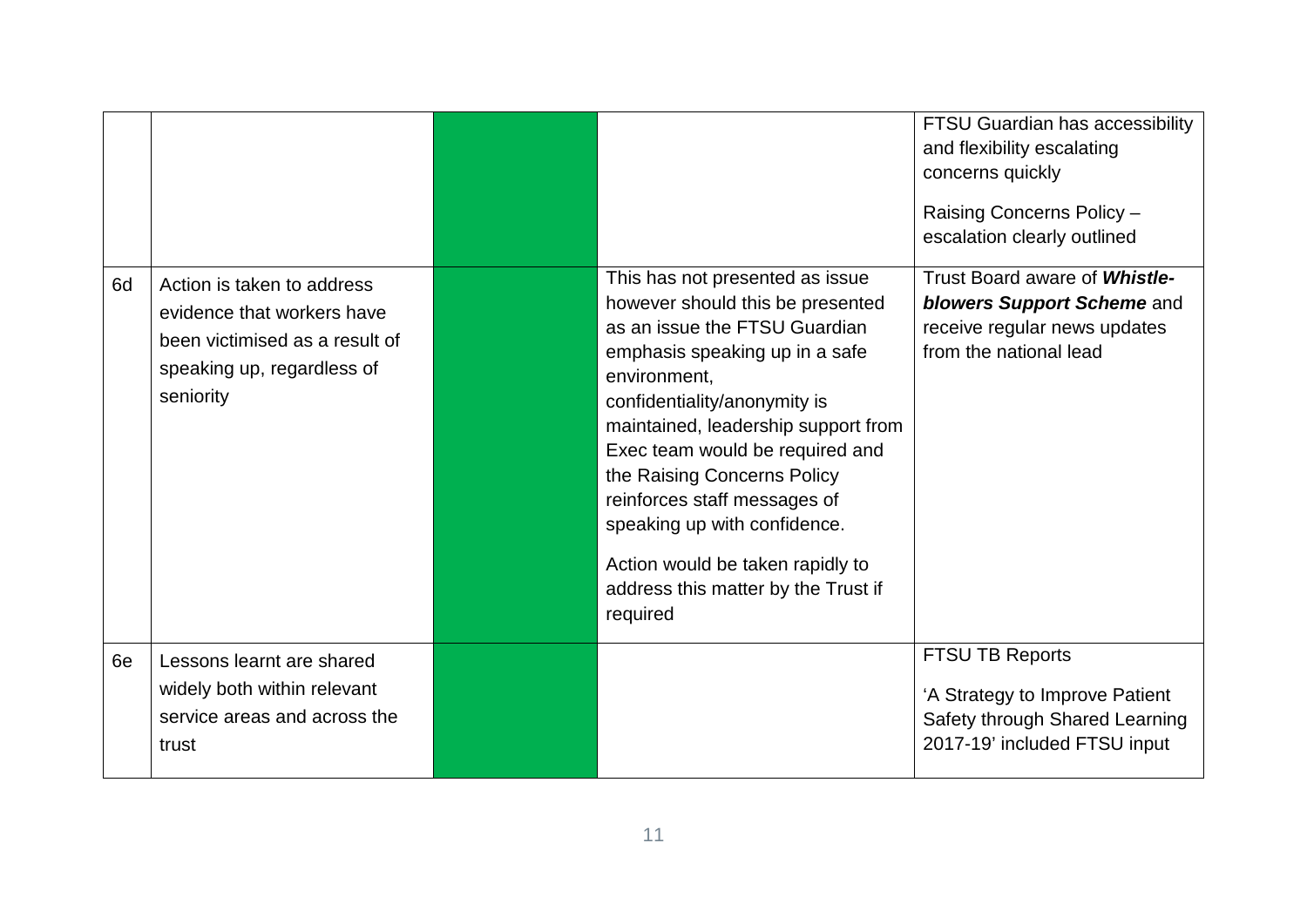| | | | | |
|---|---|---|---|---|
| | | | | FTSU Guardian has accessibility and flexibility escalating concerns quickly<br><br>Raising Concerns Policy – escalation clearly outlined |
| 6d | Action is taken to address evidence that workers have been victimised as a result of speaking up, regardless of seniority | | This has not presented as issue however should this be presented as an issue the FTSU Guardian emphasis speaking up in a safe environment, confidentiality/anonymity is maintained, leadership support from Exec team would be required and the Raising Concerns Policy reinforces staff messages of speaking up with confidence.<br><br>Action would be taken rapidly to address this matter by the Trust if required | Trust Board aware of ***Whistle-blowers Support Scheme*** and receive regular news updates from the national lead |
| 6e | Lessons learnt are shared widely both within relevant service areas and across the trust | | | FTSU TB Reports<br><br>'A Strategy to Improve Patient Safety through Shared Learning 2017-19' included FTSU input |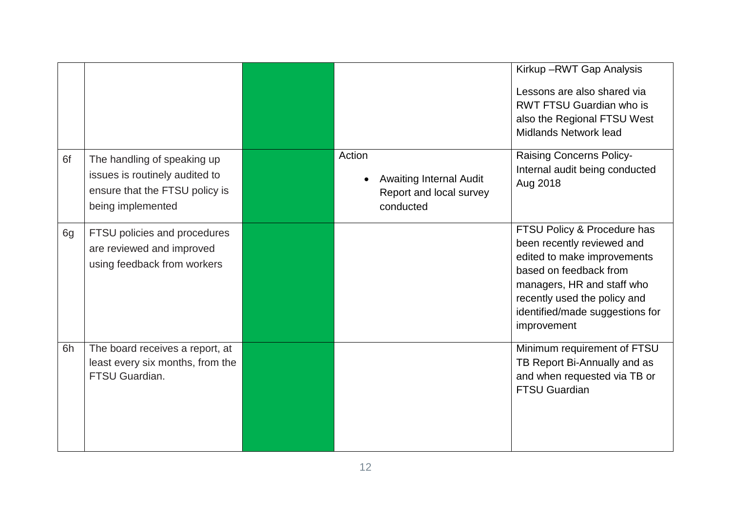| | | | | |
|---|---|---|---|---|
| | | | | Kirkup –RWT Gap Analysis<br><br>Lessons are also shared via RWT FTSU Guardian who is also the Regional FTSU West Midlands Network lead |
| 6f | The handling of speaking up issues is routinely audited to ensure that the FTSU policy is being implemented | | Action<br><br>• Awaiting Internal Audit Report and local survey conducted | Raising Concerns Policy- Internal audit being conducted Aug 2018 |
| 6g | FTSU policies and procedures are reviewed and improved using feedback from workers | | | FTSU Policy & Procedure has been recently reviewed and edited to make improvements based on feedback from managers, HR and staff who recently used the policy and identified/made suggestions for improvement |
| 6h | The board receives a report, at least every six months, from the FTSU Guardian. | | | Minimum requirement of FTSU TB Report Bi-Annually and as and when requested via TB or FTSU Guardian |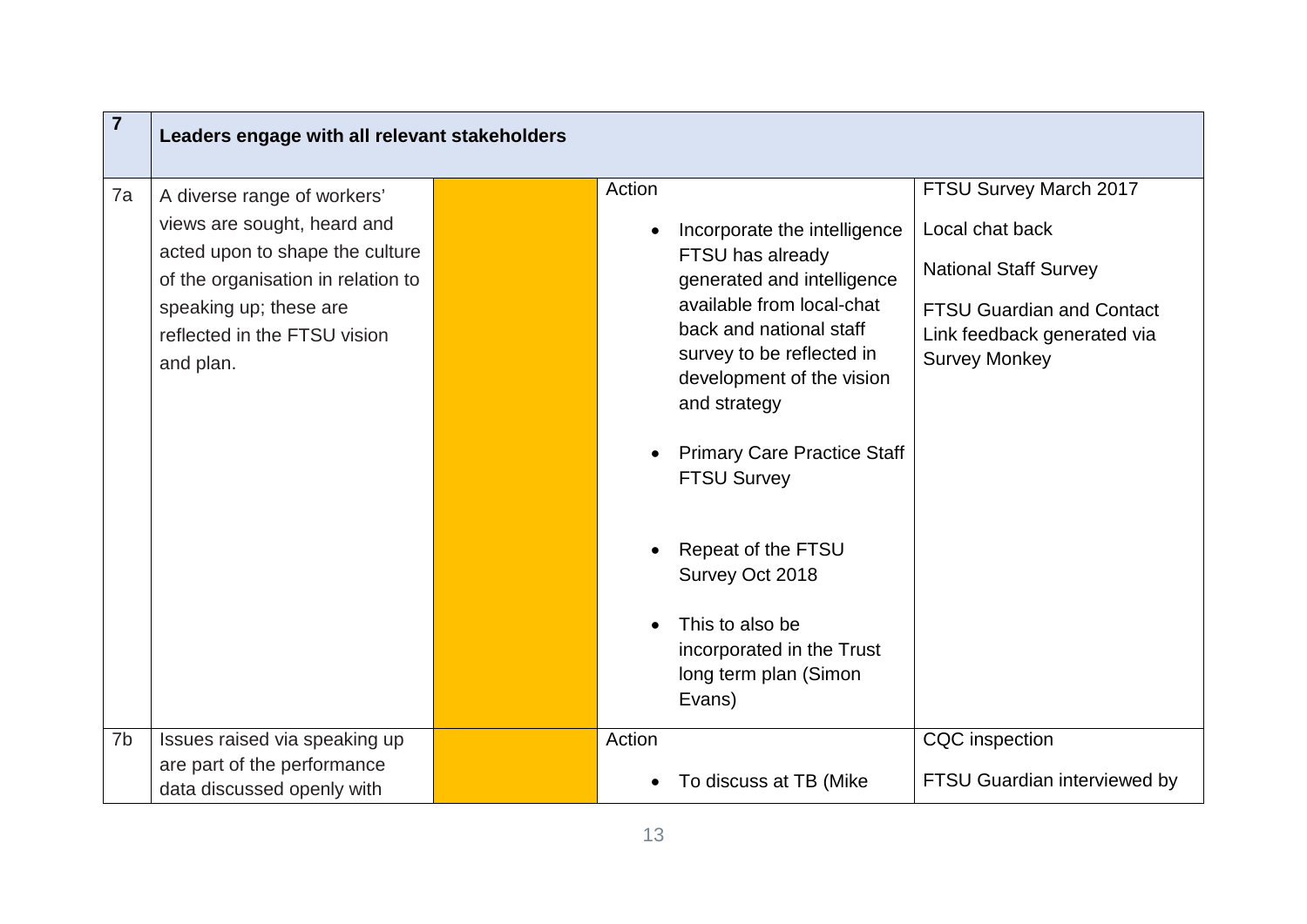| 7 | Leaders engage with all relevant stakeholders | | | |
|---|---|---|---|---|
| 7a | A diverse range of workers' views are sought, heard and acted upon to shape the culture of the organisation in relation to speaking up; these are reflected in the FTSU vision and plan. | | Action<br>• Incorporate the intelligence FTSU has already generated and intelligence available from local-chat back and national staff survey to be reflected in development of the vision and strategy<br>• Primary Care Practice Staff FTSU Survey<br>• Repeat of the FTSU Survey Oct 2018<br>• This to also be incorporated in the Trust long term plan (Simon Evans) | FTSU Survey March 2017<br>Local chat back<br>National Staff Survey<br>FTSU Guardian and Contact Link feedback generated via Survey Monkey |
| 7b | Issues raised via speaking up are part of the performance data discussed openly with | | Action<br>• To discuss at TB (Mike | CQC inspection<br>FTSU Guardian interviewed by |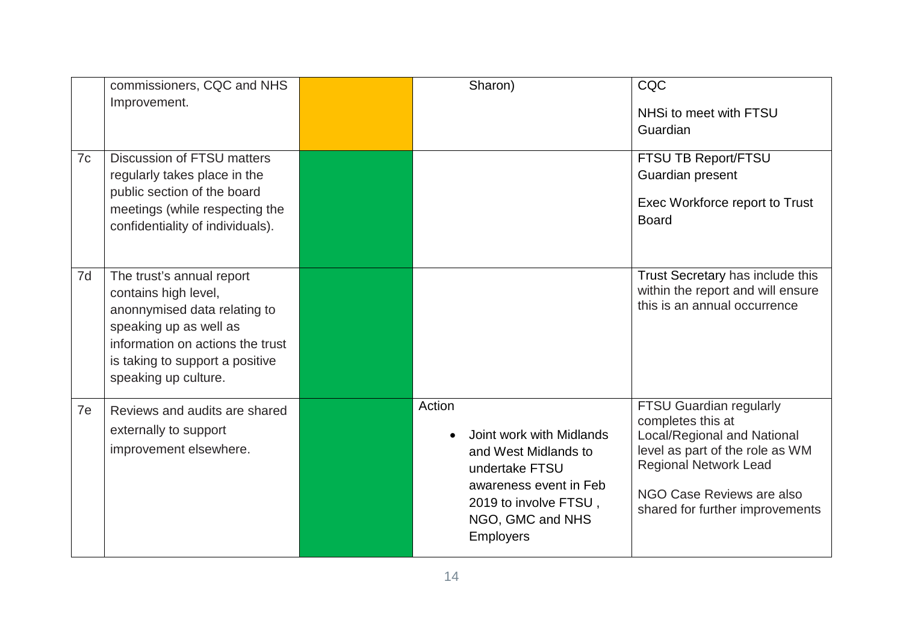|  | commissioners, CQC and NHS Improvement. |  | Sharon) | CQC<br><br>NHSi to meet with FTSU Guardian |
|---|---|---|---|---|
| 7c | Discussion of FTSU matters regularly takes place in the public section of the board meetings (while respecting the confidentiality of individuals). |  |  | FTSU TB Report/FTSU Guardian present<br><br>Exec Workforce report to Trust Board |
| 7d | The trust's annual report contains high level, anonnymised data relating to speaking up as well as information on actions the trust is taking to support a positive speaking up culture. |  |  | Trust Secretary has include this within the report and will ensure this is an annual occurrence |
| 7e | Reviews and audits are shared externally to support improvement elsewhere. |  | Action<br><br>• Joint work with Midlands and West Midlands to undertake FTSU awareness event in Feb 2019 to involve FTSU , NGO, GMC and NHS Employers | FTSU Guardian regularly completes this at Local/Regional and National level as part of the role as WM Regional Network Lead<br><br>NGO Case Reviews are also shared for further improvements |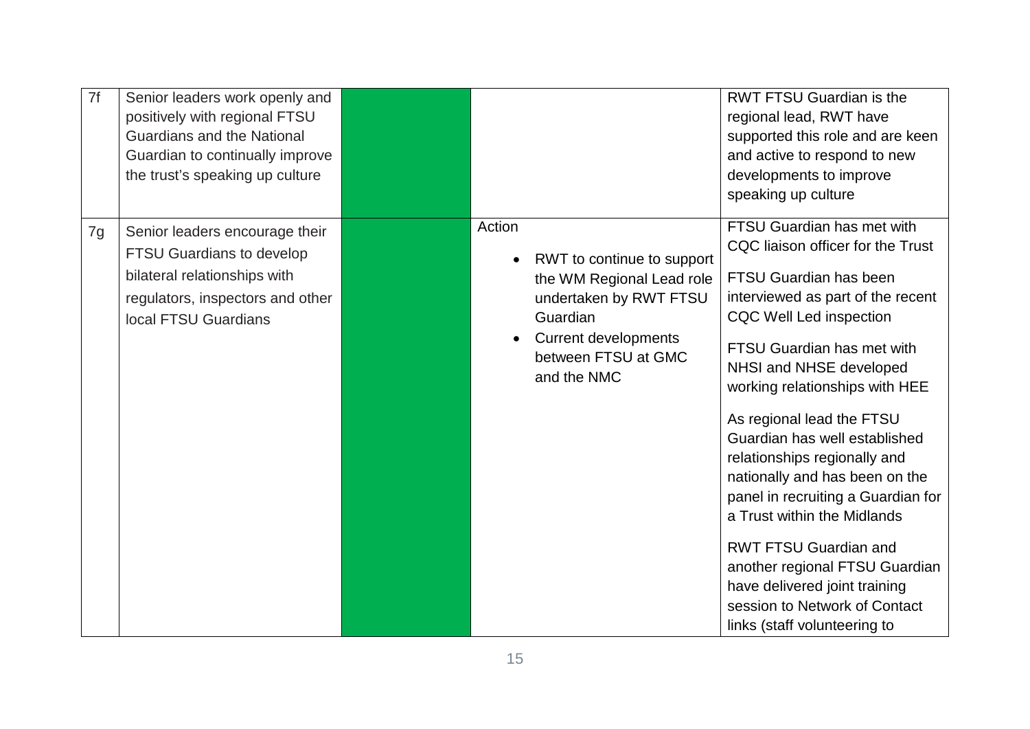| | | | | |
|---|---|---|---|---|
| 7f | Senior leaders work openly and positively with regional FTSU Guardians and the National Guardian to continually improve the trust's speaking up culture | | | RWT FTSU Guardian is the regional lead, RWT have supported this role and are keen and active to respond to new developments to improve speaking up culture |
| 7g | Senior leaders encourage their FTSU Guardians to develop bilateral relationships with regulators, inspectors and other local FTSU Guardians | | Action<br>• RWT to continue to support the WM Regional Lead role undertaken by RWT FTSU Guardian<br>• Current developments between FTSU at GMC and the NMC | FTSU Guardian has met with CQC liaison officer for the Trust<br><br>FTSU Guardian has been interviewed as part of the recent CQC Well Led inspection<br><br>FTSU Guardian has met with NHSI and NHSE developed working relationships with HEE<br><br>As regional lead the FTSU Guardian has well established relationships regionally and nationally and has been on the panel in recruiting a Guardian for a Trust within the Midlands<br><br>RWT FTSU Guardian and another regional FTSU Guardian have delivered joint training session to Network of Contact links (staff volunteering to |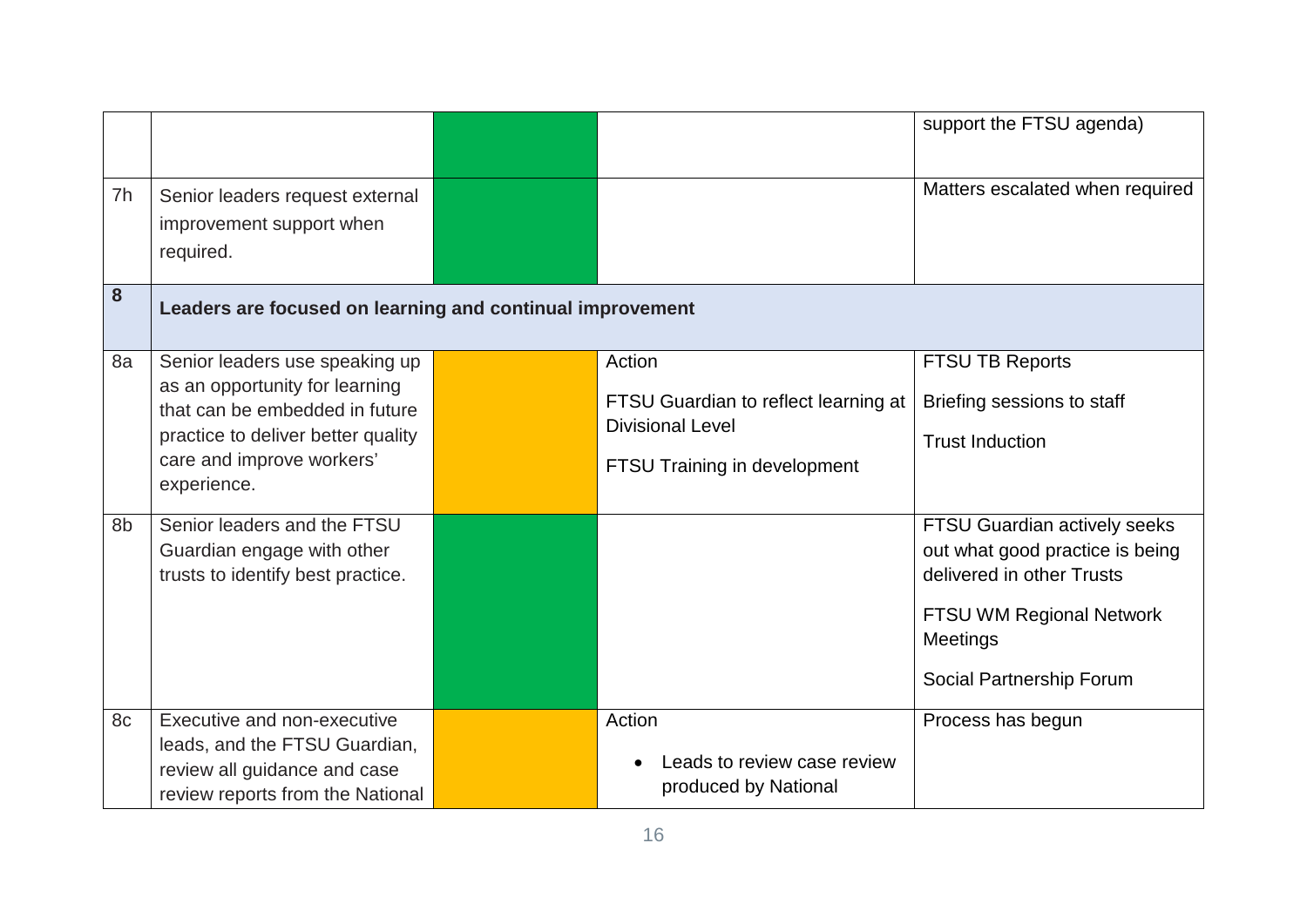| | | | | |
|---|---|---|---|---|
| | | | | support the FTSU agenda) |
| 7h | Senior leaders request external improvement support when required. | | | Matters escalated when required |
| **8** | **Leaders are focused on learning and continual improvement** | | | |
| 8a | Senior leaders use speaking up as an opportunity for learning that can be embedded in future practice to deliver better quality care and improve workers' experience. | | Action<br><br>FTSU Guardian to reflect learning at Divisional Level<br><br>FTSU Training in development | FTSU TB Reports<br><br>Briefing sessions to staff<br><br>Trust Induction |
| 8b | Senior leaders and the FTSU Guardian engage with other trusts to identify best practice. | | | FTSU Guardian actively seeks out what good practice is being delivered in other Trusts<br><br>FTSU WM Regional Network Meetings<br><br>Social Partnership Forum |
| 8c | Executive and non-executive leads, and the FTSU Guardian, review all guidance and case review reports from the National | | Action<br><br>• Leads to review case review produced by National | Process has begun |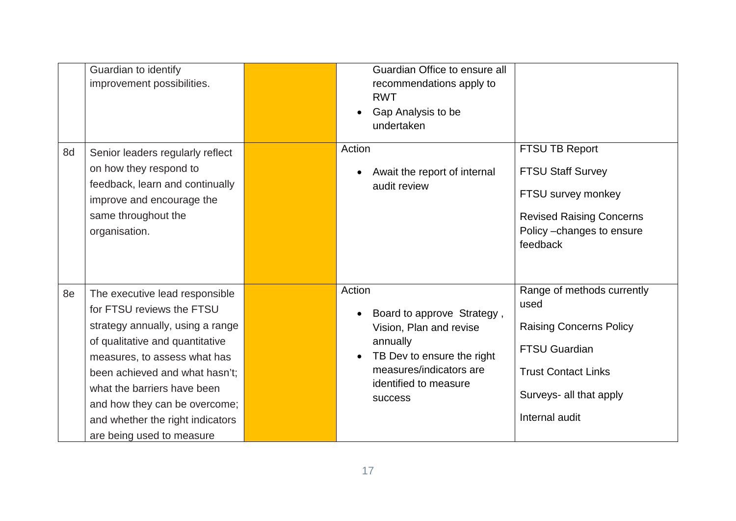| | | | | |
|---|---|---|---|---|
| | Guardian to identify improvement possibilities. | | Guardian Office to ensure all recommendations apply to RWT<br>• Gap Analysis to be undertaken | |
| 8d | Senior leaders regularly reflect on how they respond to feedback, learn and continually improve and encourage the same throughout the organisation. | | Action<br>• Await the report of internal audit review | FTSU TB Report<br>FTSU Staff Survey<br>FTSU survey monkey<br>Revised Raising Concerns Policy –changes to ensure feedback |
| 8e | The executive lead responsible for FTSU reviews the FTSU strategy annually, using a range of qualitative and quantitative measures, to assess what has been achieved and what hasn't; what the barriers have been and how they can be overcome; and whether the right indicators are being used to measure | | Action<br>• Board to approve Strategy , Vision, Plan and revise annually<br>• TB Dev to ensure the right measures/indicators are identified to measure success | Range of methods currently used<br>Raising Concerns Policy<br>FTSU Guardian<br>Trust Contact Links<br>Surveys- all that apply<br>Internal audit |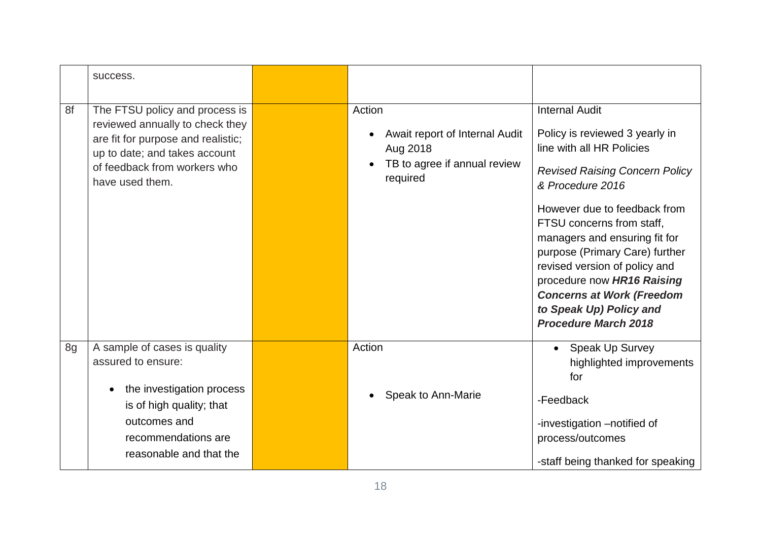| | | | | |
|---|---|---|---|---|
| | success. | | | |
| 8f | The FTSU policy and process is reviewed annually to check they are fit for purpose and realistic; up to date; and takes account of feedback from workers who have used them. | | Action<br><br>• Await report of Internal Audit Aug 2018<br>• TB to agree if annual review required | Internal Audit<br><br>Policy is reviewed 3 yearly in line with all HR Policies<br><br>*Revised Raising Concern Policy & Procedure 2016*<br><br>However due to feedback from FTSU concerns from staff, managers and ensuring fit for purpose (Primary Care) further revised version of policy and procedure now ***HR16 Raising Concerns at Work (Freedom to Speak Up) Policy and Procedure March 2018*** |
| 8g | A sample of cases is quality assured to ensure:<br><br>• the investigation process is of high quality; that outcomes and recommendations are reasonable and that the | | Action<br><br>• Speak to Ann-Marie | • Speak Up Survey highlighted improvements for<br><br>-Feedback<br><br>-investigation –notified of process/outcomes<br><br>-staff being thanked for speaking |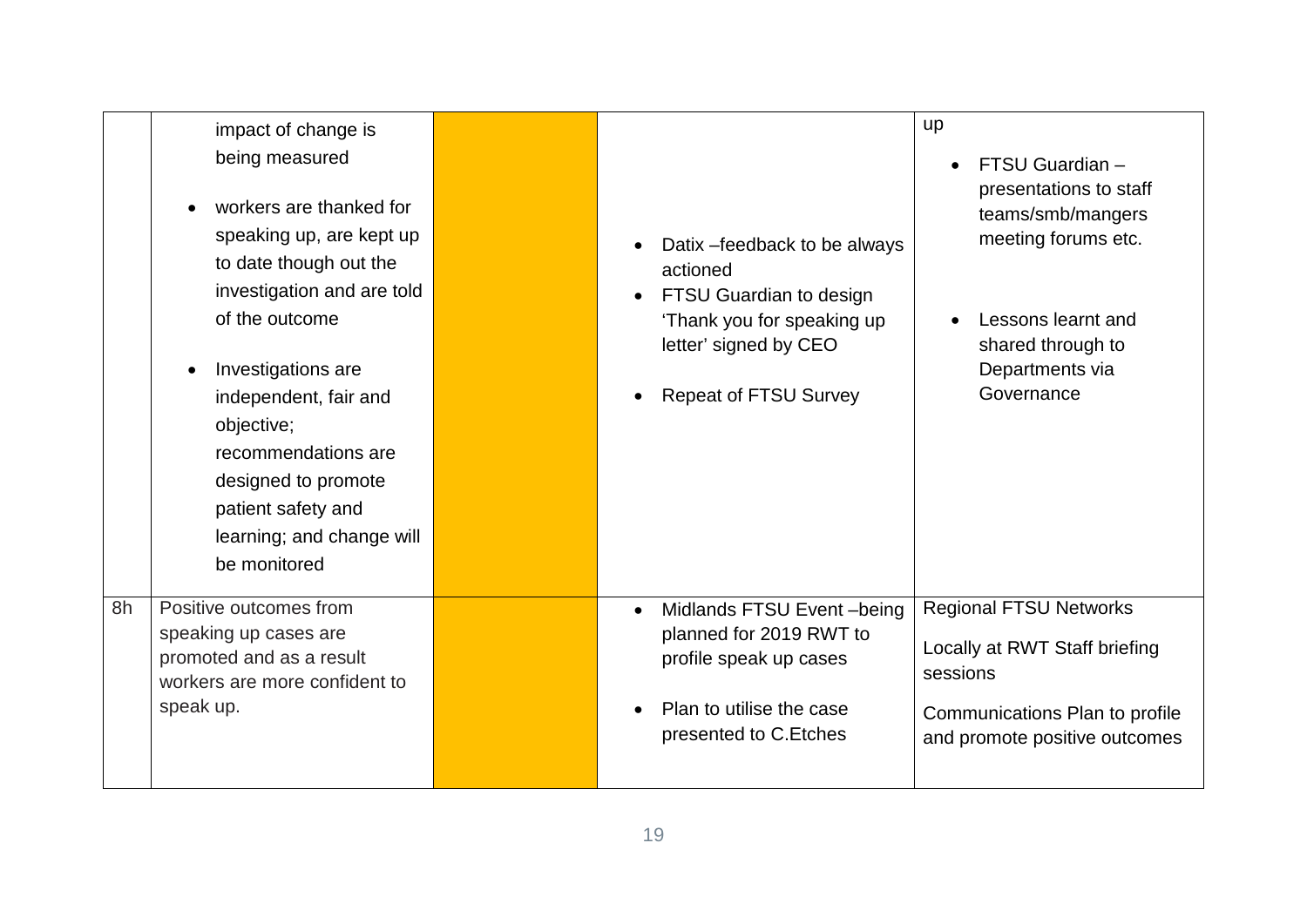| | | | | |
|---|---|---|---|---|
| | impact of change is being measured<br><br>• workers are thanked for speaking up, are kept up to date though out the investigation and are told of the outcome<br><br>• Investigations are independent, fair and objective; recommendations are designed to promote patient safety and learning; and change will be monitored | | • Datix –feedback to be always actioned<br>• FTSU Guardian to design 'Thank you for speaking up letter' signed by CEO<br><br>• Repeat of FTSU Survey | up<br><br>• FTSU Guardian – presentations to staff teams/smb/mangers meeting forums etc.<br><br>• Lessons learnt and shared through to Departments via Governance |
| 8h | Positive outcomes from speaking up cases are promoted and as a result workers are more confident to speak up. | | • Midlands FTSU Event –being planned for 2019 RWT to profile speak up cases<br><br>• Plan to utilise the case presented to C.Etches | Regional FTSU Networks<br><br>Locally at RWT Staff briefing sessions<br><br>Communications Plan to profile and promote positive outcomes |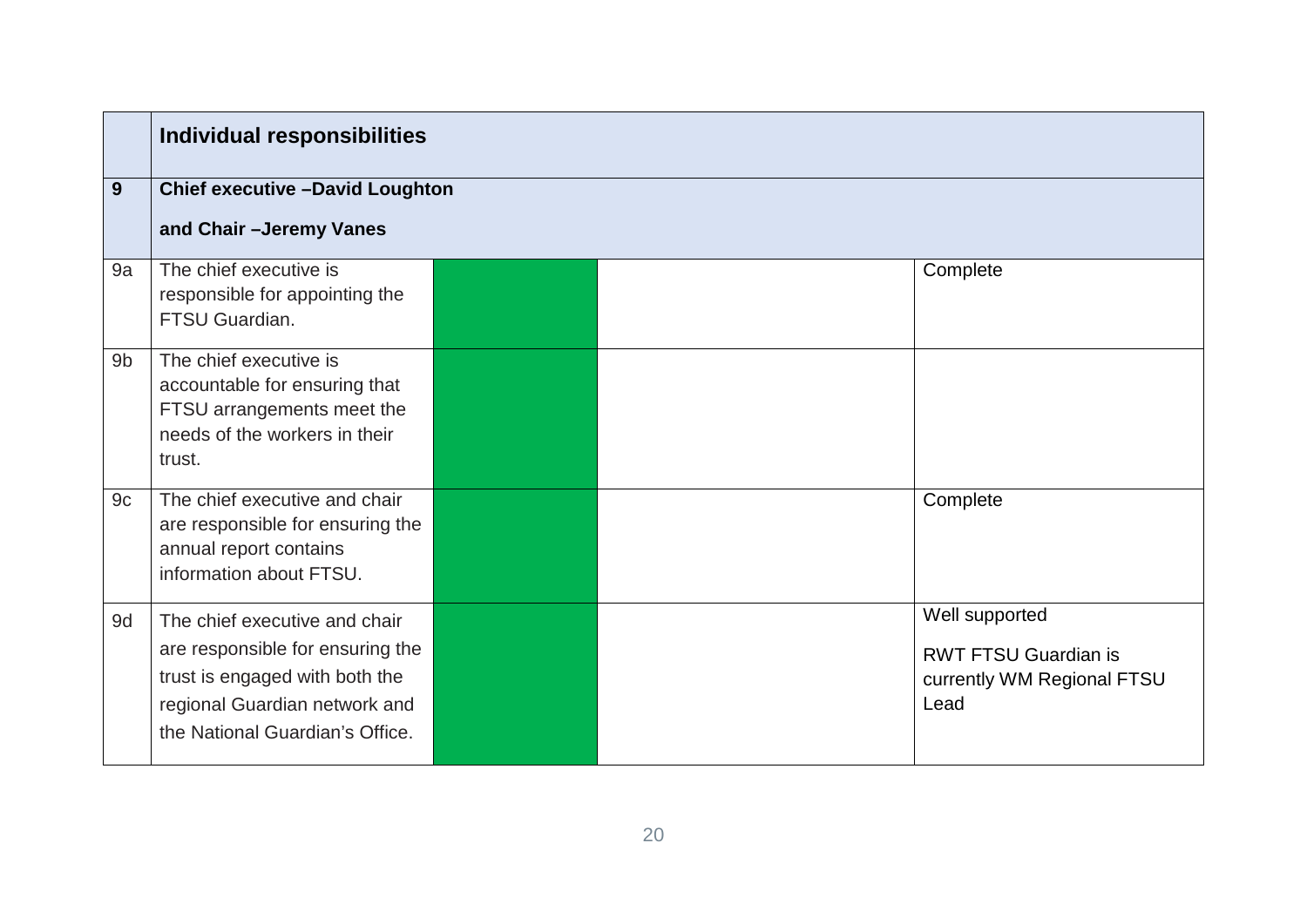| | **Individual responsibilities** | | | |
|---|---|---|---|---|
| **9** | **Chief executive –David Loughton**<br><br>**and Chair –Jeremy Vanes** | | | |
| 9a | The chief executive is responsible for appointing the FTSU Guardian. | | | Complete |
| 9b | The chief executive is accountable for ensuring that FTSU arrangements meet the needs of the workers in their trust. | | | |
| 9c | The chief executive and chair are responsible for ensuring the annual report contains information about FTSU. | | | Complete |
| 9d | The chief executive and chair are responsible for ensuring the trust is engaged with both the regional Guardian network and the National Guardian's Office. | | | Well supported<br><br>RWT FTSU Guardian is currently WM Regional FTSU Lead |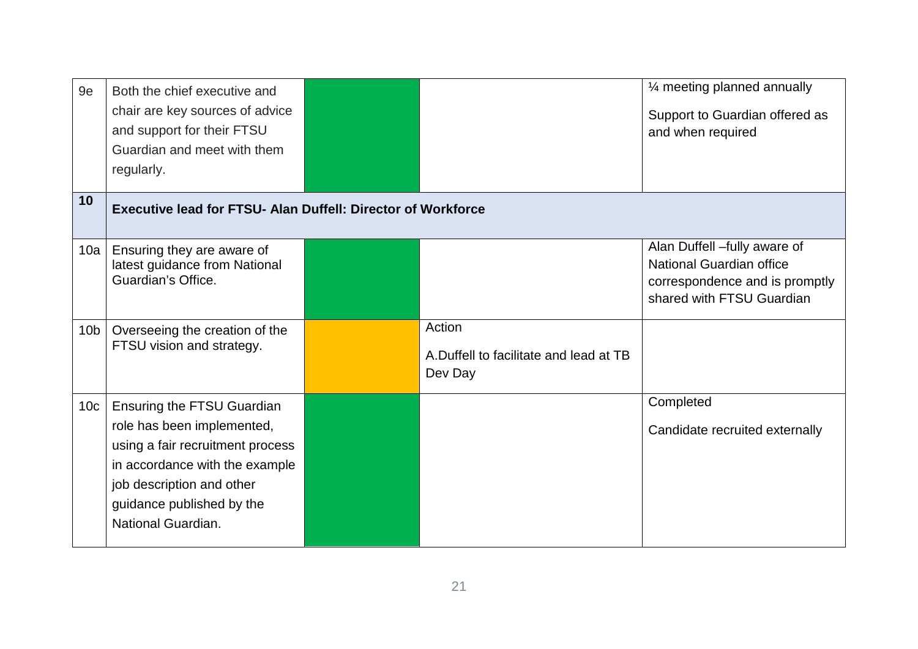| | | | | |
|---|---|---|---|---|
| 9e | Both the chief executive and chair are key sources of advice and support for their FTSU Guardian and meet with them regularly. | | | ¼ meeting planned annually<br><br>Support to Guardian offered as and when required |
| **10** | **Executive lead for FTSU- Alan Duffell: Director of Workforce** | | | |
| 10a | Ensuring they are aware of latest guidance from National Guardian's Office. | | | Alan Duffell –fully aware of National Guardian office correspondence and is promptly shared with FTSU Guardian |
| 10b | Overseeing the creation of the FTSU vision and strategy. | | Action<br><br>A.Duffell to facilitate and lead at TB Dev Day | |
| 10c | Ensuring the FTSU Guardian role has been implemented, using a fair recruitment process in accordance with the example job description and other guidance published by the National Guardian. | | | Completed<br><br>Candidate recruited externally |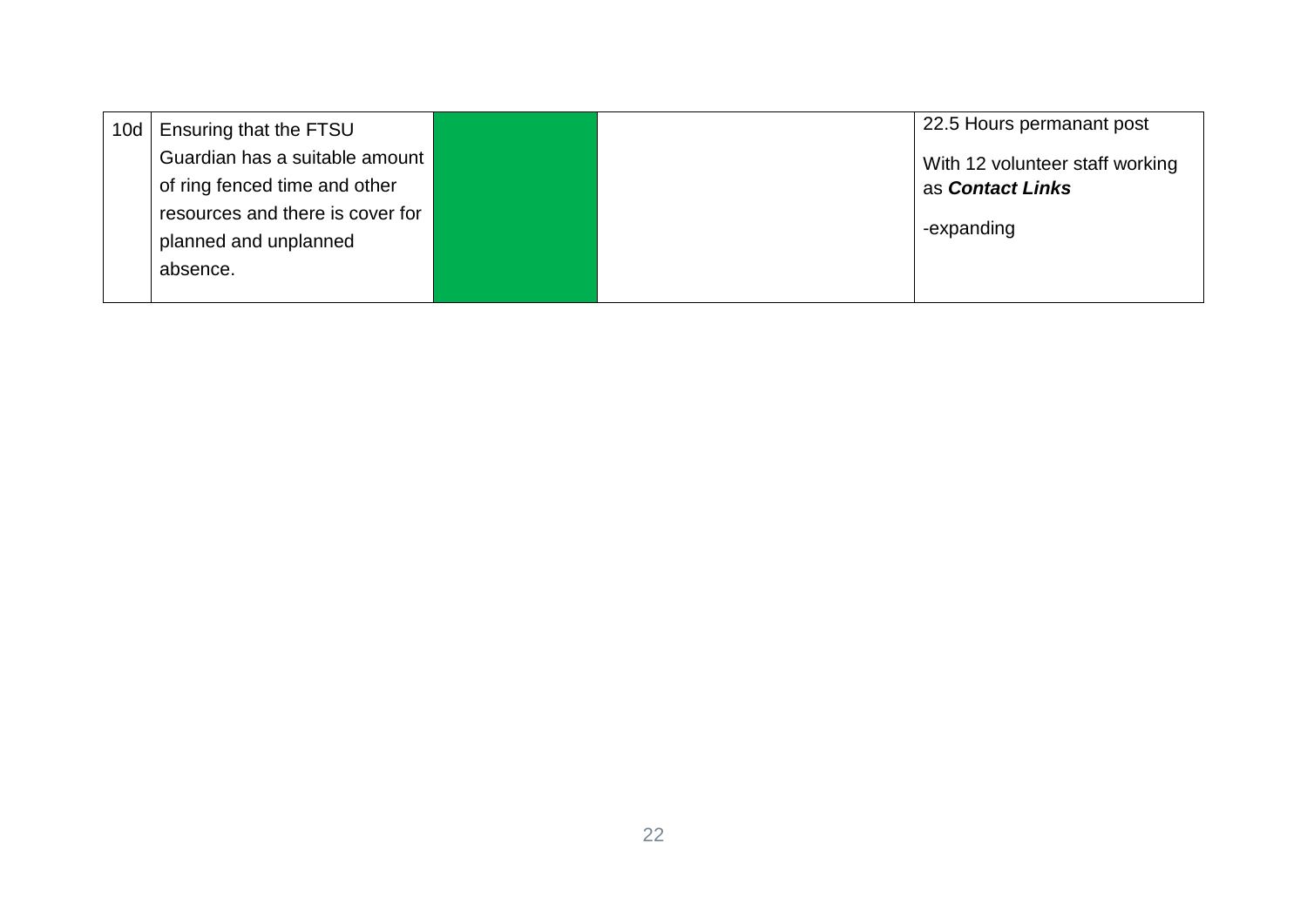| 10d | Ensuring that the FTSU Guardian has a suitable amount of ring fenced time and other resources and there is cover for planned and unplanned absence. | | | 22.5 Hours permanant post<br><br>With 12 volunteer staff working as ***Contact Links***<br><br>-expanding |
|---|---|---|---|---|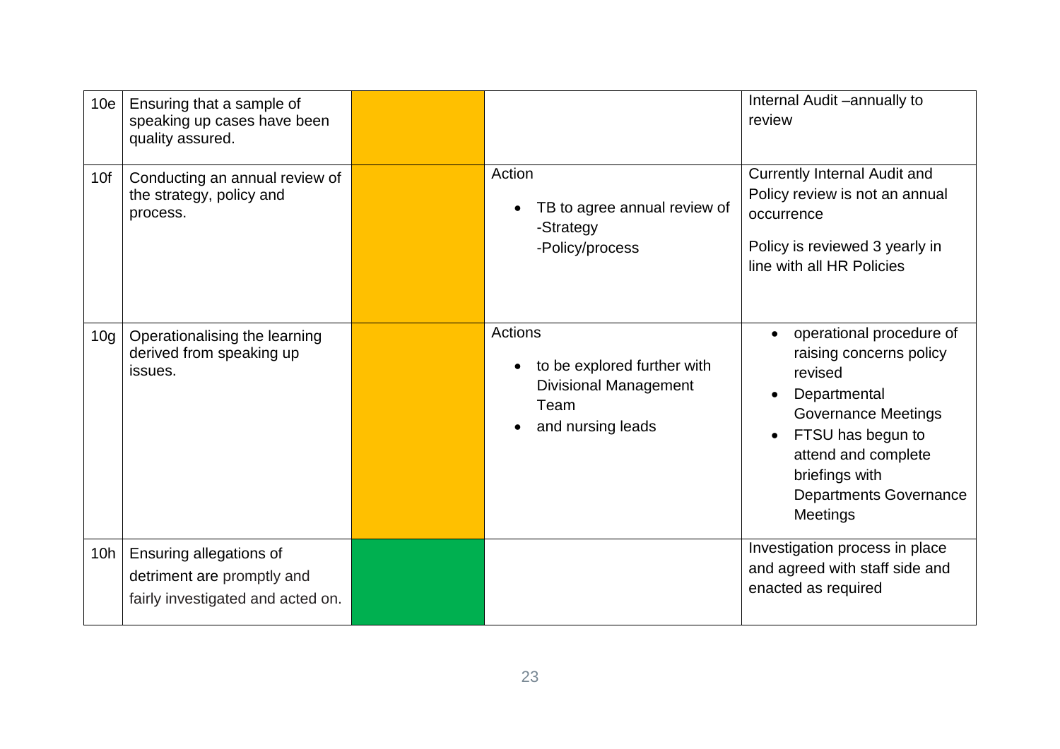| | | | | |
|---|---|---|---|---|
| 10e | Ensuring that a sample of speaking up cases have been quality assured. | | | Internal Audit –annually to review |
| 10f | Conducting an annual review of the strategy, policy and process. | | Action<br>• TB to agree annual review of<br>-Strategy<br>-Policy/process | Currently Internal Audit and Policy review is not an annual occurrence<br>Policy is reviewed 3 yearly in line with all HR Policies |
| 10g | Operationalising the learning derived from speaking up issues. | | Actions<br>• to be explored further with Divisional Management Team<br>• and nursing leads | • operational procedure of raising concerns policy revised<br>• Departmental Governance Meetings<br>• FTSU has begun to attend and complete briefings with Departments Governance Meetings |
| 10h | Ensuring allegations of detriment are promptly and fairly investigated and acted on. | | | Investigation process in place and agreed with staff side and enacted as required |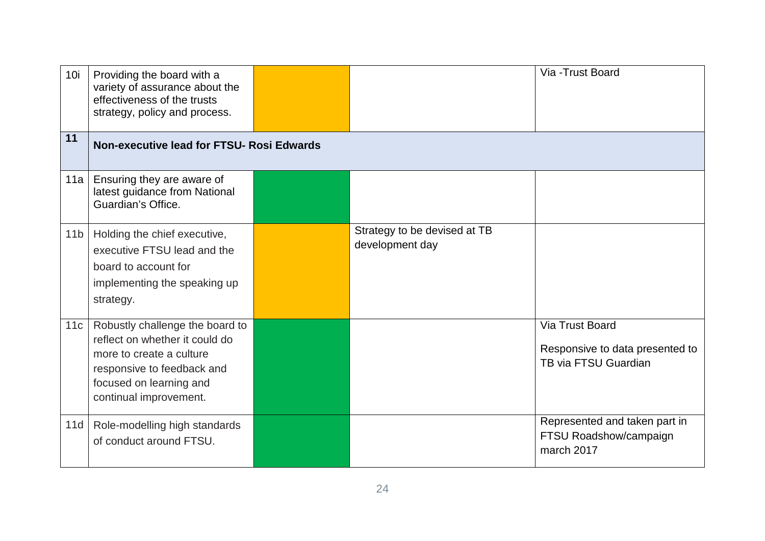| | | | | |
|---|---|---|---|---|
| 10i | Providing the board with a variety of assurance about the effectiveness of the trusts strategy, policy and process. | | | Via -Trust Board |
| **11** | **Non-executive lead for FTSU- Rosi Edwards** | | | |
| 11a | Ensuring they are aware of latest guidance from National Guardian's Office. | | | |
| 11b | Holding the chief executive, executive FTSU lead and the board to account for implementing the speaking up strategy. | | Strategy to be devised at TB development day | |
| 11c | Robustly challenge the board to reflect on whether it could do more to create a culture responsive to feedback and focused on learning and continual improvement. | | | Via Trust Board<br><br>Responsive to data presented to TB via FTSU Guardian |
| 11d | Role-modelling high standards of conduct around FTSU. | | | Represented and taken part in FTSU Roadshow/campaign march 2017 |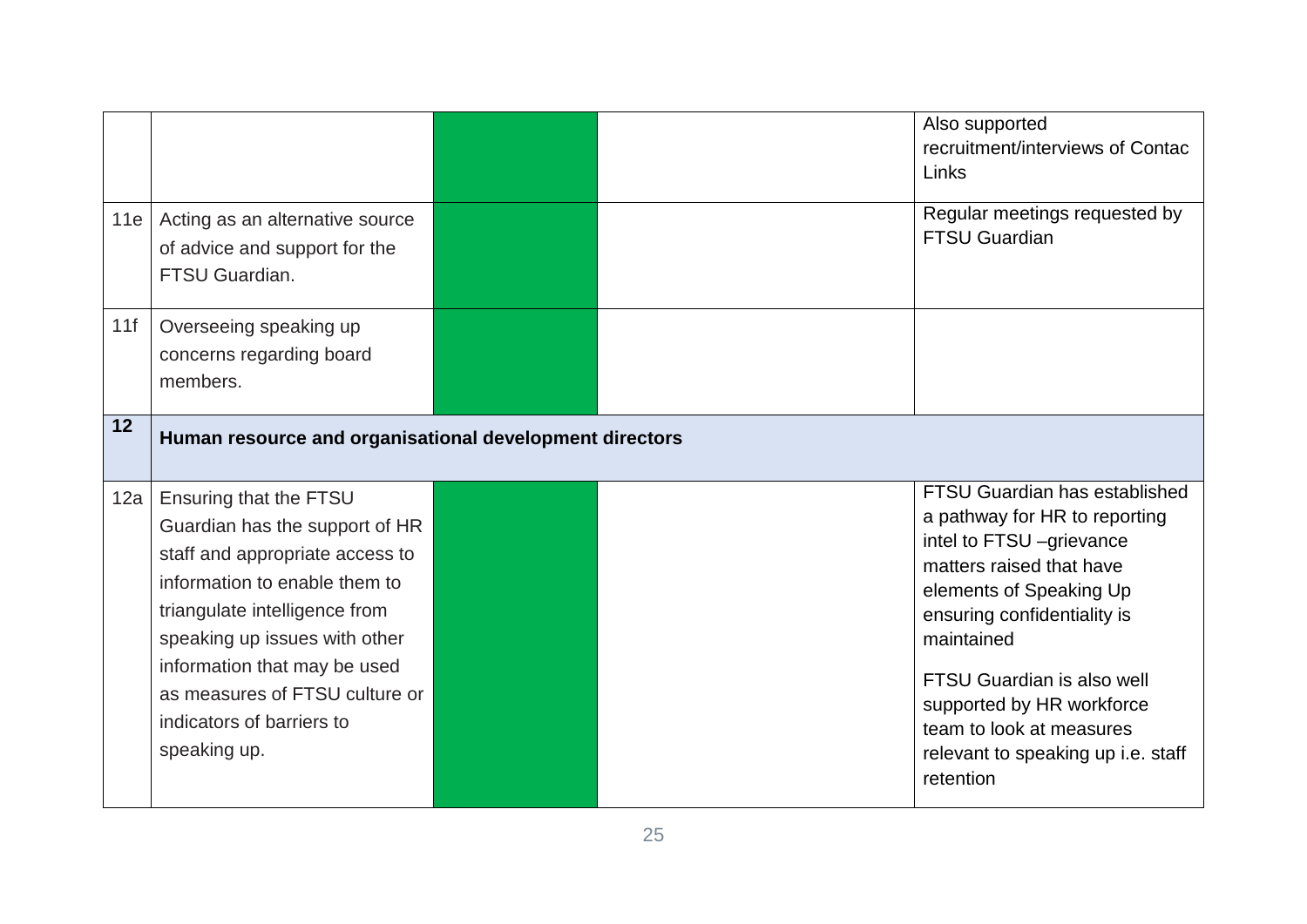| | | | | |
|---|---|---|---|---|
| | | | | Also supported recruitment/interviews of Contac Links |
| 11e | Acting as an alternative source of advice and support for the FTSU Guardian. | | | Regular meetings requested by FTSU Guardian |
| 11f | Overseeing speaking up concerns regarding board members. | | | |
| **12** | **Human resource and organisational development directors** | | | |
| 12a | Ensuring that the FTSU Guardian has the support of HR staff and appropriate access to information to enable them to triangulate intelligence from speaking up issues with other information that may be used as measures of FTSU culture or indicators of barriers to speaking up. | | | FTSU Guardian has established a pathway for HR to reporting intel to FTSU –grievance matters raised that have elements of Speaking Up ensuring confidentiality is maintained<br><br>FTSU Guardian is also well supported by HR workforce team to look at measures relevant to speaking up i.e. staff retention |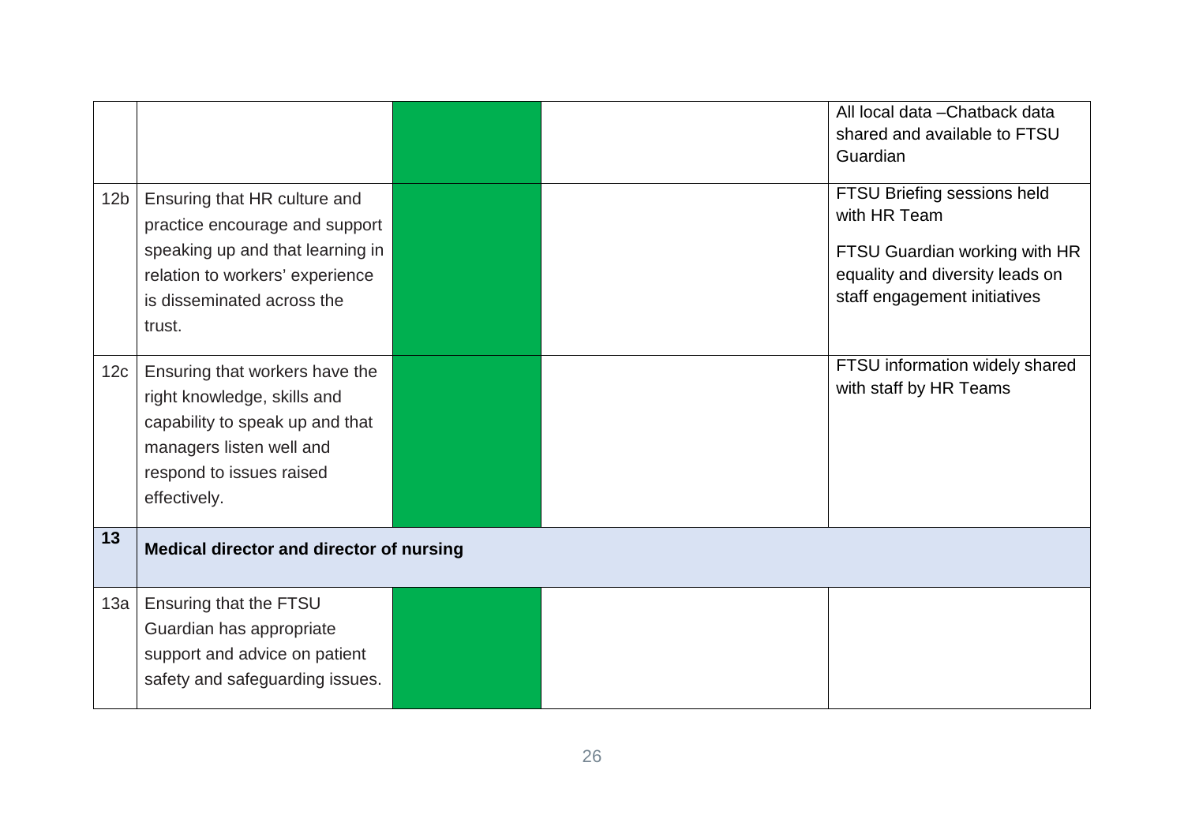| | | | | |
|---|---|---|---|---|
| | | | | All local data –Chatback data shared and available to FTSU Guardian |
| 12b | Ensuring that HR culture and practice encourage and support speaking up and that learning in relation to workers' experience is disseminated across the trust. | | | FTSU Briefing sessions held with HR Team<br><br>FTSU Guardian working with HR equality and diversity leads on staff engagement initiatives |
| 12c | Ensuring that workers have the right knowledge, skills and capability to speak up and that managers listen well and respond to issues raised effectively. | | | FTSU information widely shared with staff by HR Teams |
| **13** | **Medical director and director of nursing** | | | |
| 13a | Ensuring that the FTSU Guardian has appropriate support and advice on patient safety and safeguarding issues. | | | |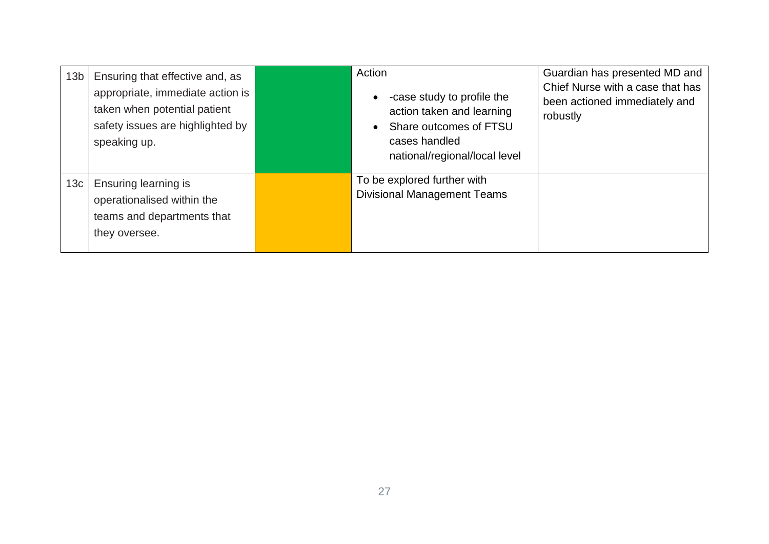| | | | | |
|---|---|---|---|---|
| 13b | Ensuring that effective and, as appropriate, immediate action is taken when potential patient safety issues are highlighted by speaking up. | | Action<br>• -case study to profile the action taken and learning<br>• Share outcomes of FTSU cases handled national/regional/local level | Guardian has presented MD and Chief Nurse with a case that has been actioned immediately and robustly |
| 13c | Ensuring learning is operationalised within the teams and departments that they oversee. | | To be explored further with Divisional Management Teams | |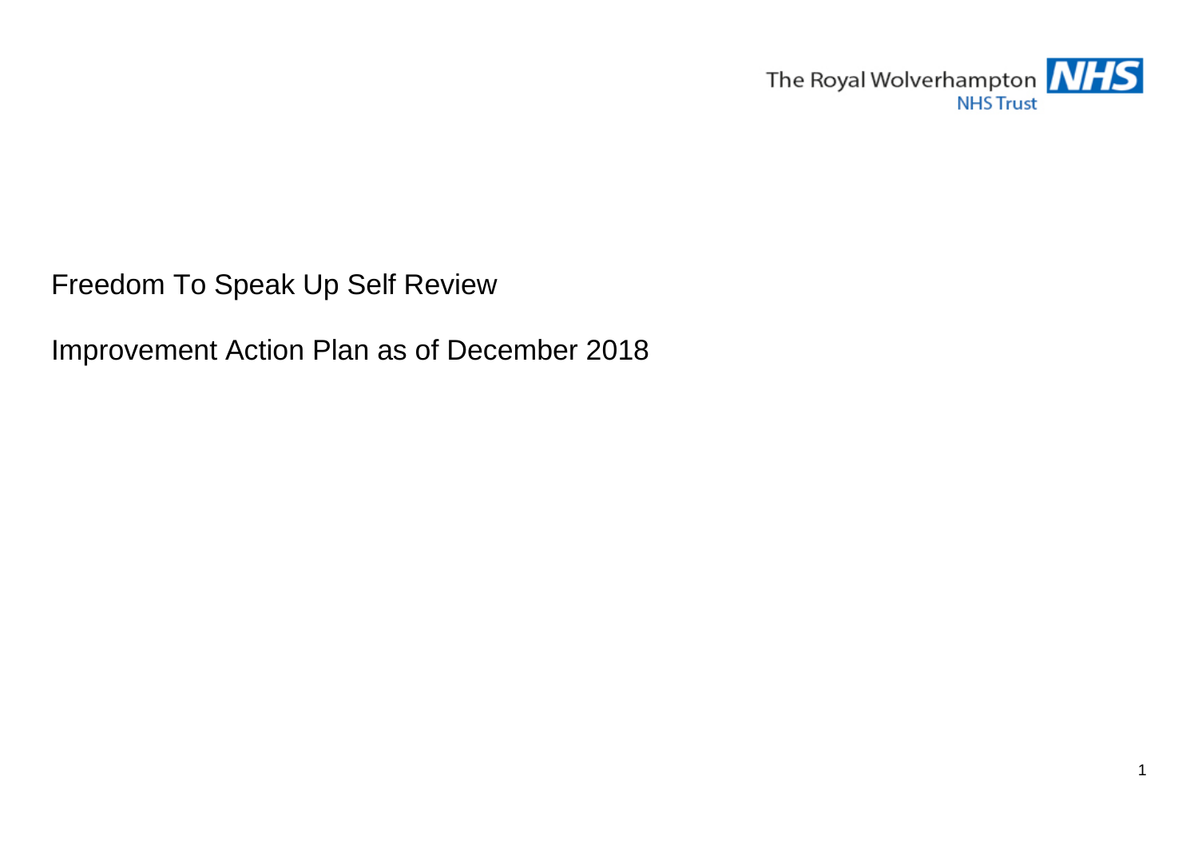The Royal Wolverhampton NHS Trust

# Freedom To Speak Up Self Review

## Improvement Action Plan as of December 2018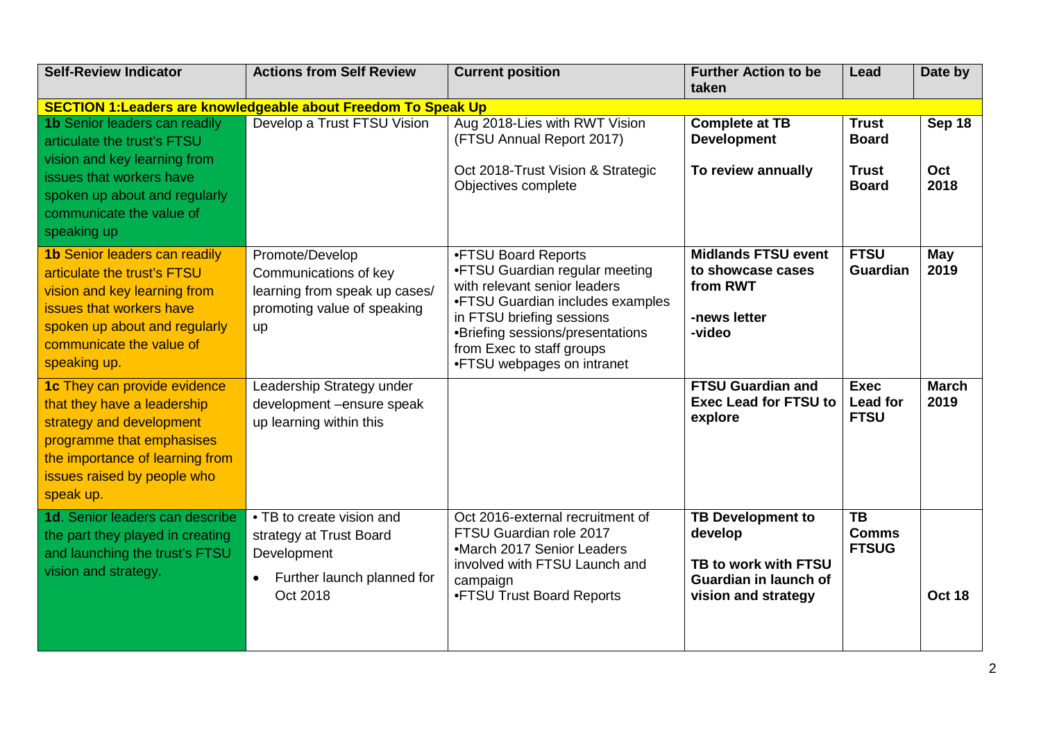| Self-Review Indicator | Actions from Self Review | Current position | Further Action to be taken | Lead | Date by |
|---|---|---|---|---|---|
| **SECTION 1:Leaders are knowledgeable about Freedom To Speak Up** | | | | | |
| **1b** Senior leaders can readily articulate the trust's FTSU vision and key learning from issues that workers have spoken up about and regularly communicate the value of speaking up | Develop a Trust FTSU Vision | Aug 2018-Lies with RWT Vision (FTSU Annual Report 2017)<br><br>Oct 2018-Trust Vision & Strategic Objectives complete | **Complete at TB Development**<br><br>**To review annually** | **Trust Board**<br><br>**Trust Board** | **Sep 18**<br><br>**Oct 2018** |
| **1b** Senior leaders can readily articulate the trust's FTSU vision and key learning from issues that workers have spoken up about and regularly communicate the value of speaking up. | Promote/Develop Communications of key learning from speak up cases/ promoting value of speaking up | •FTSU Board Reports<br>•FTSU Guardian regular meeting with relevant senior leaders<br>•FTSU Guardian includes examples in FTSU briefing sessions<br>•Briefing sessions/presentations from Exec to staff groups<br>•FTSU webpages on intranet | **Midlands FTSU event to showcase cases from RWT**<br><br>**-news letter**<br>**-video** | **FTSU Guardian** | **May 2019** |
| **1c** They can provide evidence that they have a leadership strategy and development programme that emphasises the importance of learning from issues raised by people who speak up. | Leadership Strategy under development –ensure speak up learning within this | | **FTSU Guardian and Exec Lead for FTSU to explore** | **Exec Lead for FTSU** | **March 2019** |
| **1d**. Senior leaders can describe the part they played in creating and launching the trust's FTSU vision and strategy. | • TB to create vision and strategy at Trust Board Development<br>• Further launch planned for Oct 2018 | Oct 2016-external recruitment of FTSU Guardian role 2017<br>•March 2017 Senior Leaders involved with FTSU Launch and campaign<br>•FTSU Trust Board Reports | **TB Development to develop**<br><br>**TB to work with FTSU Guardian in launch of vision and strategy** | **TB**<br>**Comms**<br>**FTSUG** | **Oct 18** |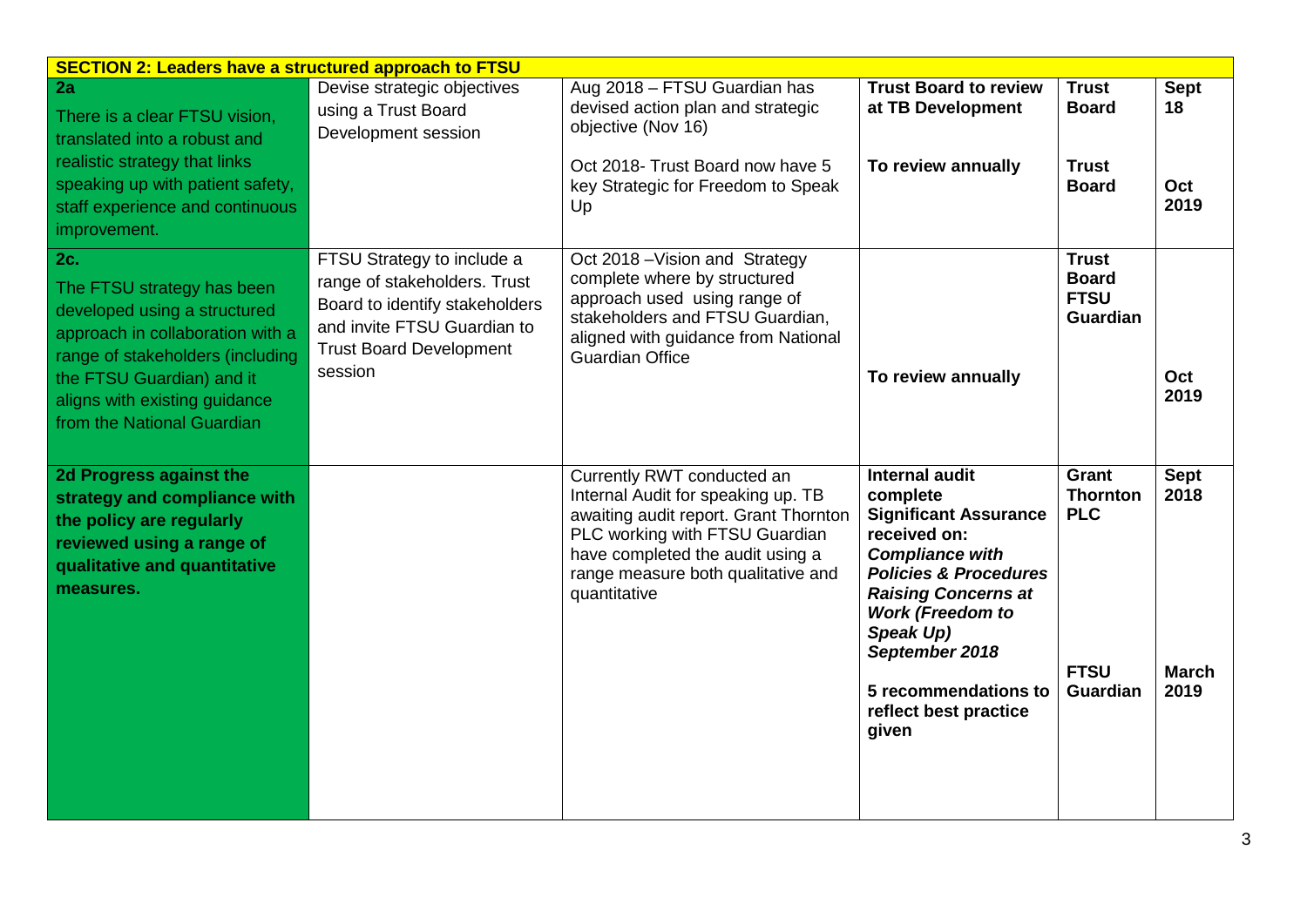| SECTION 2: Leaders have a structured approach to FTSU | | | | | |
|---|---|---|---|---|---|
| **2a** There is a clear FTSU vision, translated into a robust and realistic strategy that links speaking up with patient safety, staff experience and continuous improvement. | Devise strategic objectives using a Trust Board Development session | Aug 2018 – FTSU Guardian has devised action plan and strategic objective (Nov 16)<br><br>Oct 2018- Trust Board now have 5 key Strategic for Freedom to Speak Up | **Trust Board to review at TB Development**<br><br>**To review annually** | **Trust Board**<br><br>**Trust Board** | **Sept 18**<br><br>**Oct 2019** |
| **2c.** The FTSU strategy has been developed using a structured approach in collaboration with a range of stakeholders (including the FTSU Guardian) and it aligns with existing guidance from the National Guardian | FTSU Strategy to include a range of stakeholders. Trust Board to identify stakeholders and invite FTSU Guardian to Trust Board Development session | Oct 2018 –Vision and Strategy complete where by structured approach used using range of stakeholders and FTSU Guardian, aligned with guidance from National Guardian Office | **To review annually** | **Trust Board FTSU Guardian** | **Oct 2019** |
| **2d Progress against the strategy and compliance with the policy are regularly reviewed using a range of qualitative and quantitative measures.** | | Currently RWT conducted an Internal Audit for speaking up. TB awaiting audit report. Grant Thornton PLC working with FTSU Guardian have completed the audit using a range measure both qualitative and quantitative | **Internal audit complete Significant Assurance received on: *Compliance with Policies & Procedures Raising Concerns at Work (Freedom to Speak Up) September 2018***<br><br>**5 recommendations to reflect best practice given** | **Grant Thornton PLC**<br><br>**FTSU Guardian** | **Sept 2018**<br><br>**March 2019** |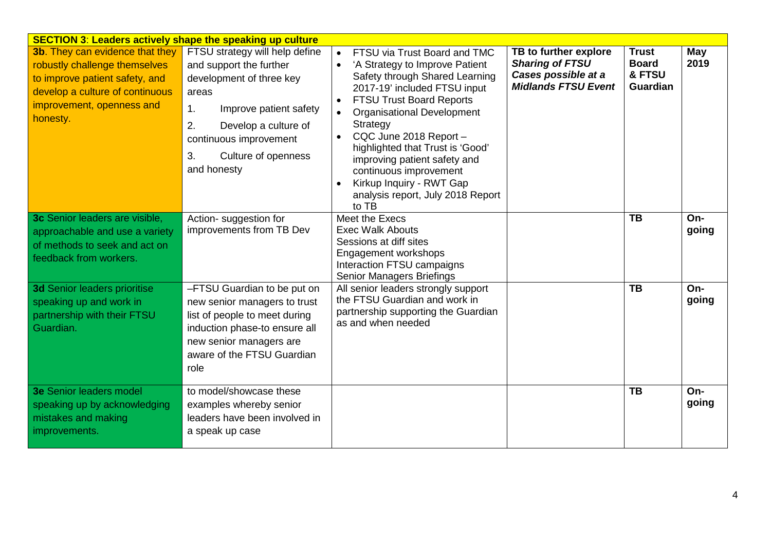| **SECTION 3**: **Leaders actively shape the speaking up culture** | | | | | |
|---|---|---|---|---|---|
| **3b**. They can evidence that they robustly challenge themselves to improve patient safety, and develop a culture of continuous improvement, openness and honesty. | FTSU strategy will help define and support the further development of three key areas<br>1. Improve patient safety<br>2. Develop a culture of continuous improvement<br>3. Culture of openness and honesty | • FTSU via Trust Board and TMC<br>• 'A Strategy to Improve Patient Safety through Shared Learning 2017-19' included FTSU input<br>• FTSU Trust Board Reports<br>• Organisational Development Strategy<br>• CQC June 2018 Report – highlighted that Trust is 'Good' improving patient safety and continuous improvement<br>• Kirkup Inquiry - RWT Gap analysis report, July 2018 Report to TB | **TB to further explore *Sharing of FTSU Cases possible at a Midlands FTSU Event*** | **Trust Board & FTSU Guardian** | **May 2019** |
| **3c** Senior leaders are visible, approachable and use a variety of methods to seek and act on feedback from workers. | Action- suggestion for improvements from TB Dev | Meet the Execs<br>Exec Walk Abouts<br>Sessions at diff sites<br>Engagement workshops<br>Interaction FTSU campaigns<br>Senior Managers Briefings | | **TB** | **On-going** |
| **3d** Senior leaders prioritise speaking up and work in partnership with their FTSU Guardian. | –FTSU Guardian to be put on new senior managers to trust list of people to meet during induction phase-to ensure all new senior managers are aware of the FTSU Guardian role | All senior leaders strongly support the FTSU Guardian and work in partnership supporting the Guardian as and when needed | | **TB** | **On-going** |
| **3e** Senior leaders model speaking up by acknowledging mistakes and making improvements. | to model/showcase these examples whereby senior leaders have been involved in a speak up case | | | **TB** | **On-going** |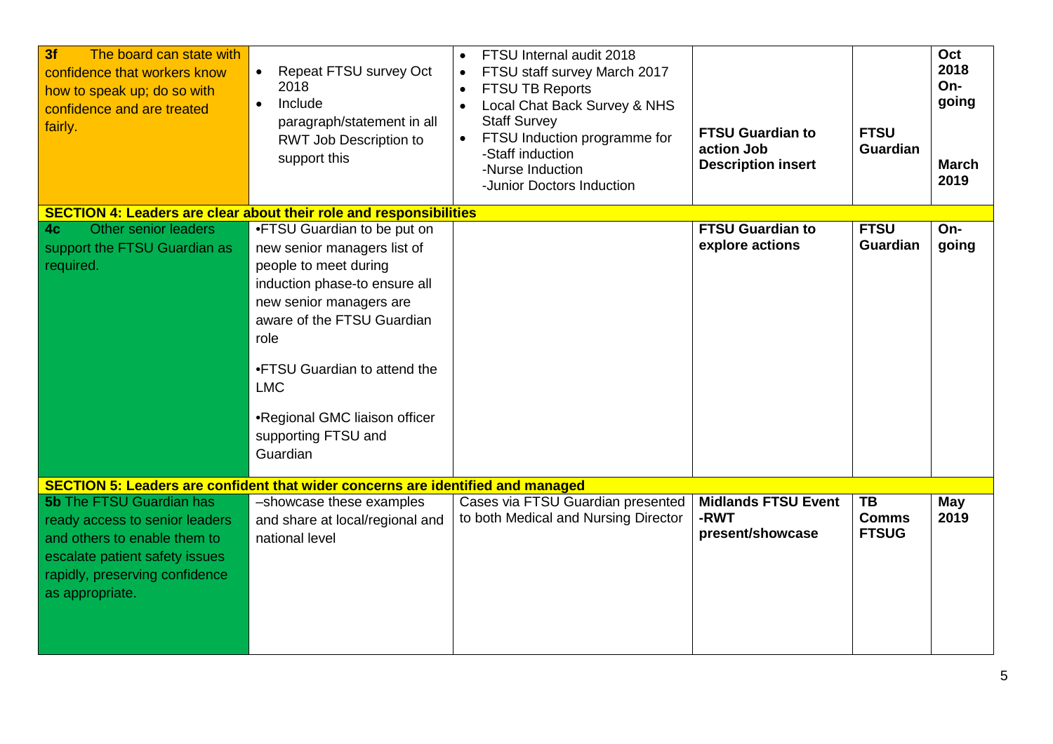| | | | | | |
|---|---|---|---|---|---|
| **3f** The board can state with confidence that workers know how to speak up; do so with confidence and are treated fairly. | • Repeat FTSU survey Oct 2018<br>• Include paragraph/statement in all RWT Job Description to support this | • FTSU Internal audit 2018<br>• FTSU staff survey March 2017<br>• FTSU TB Reports<br>• Local Chat Back Survey & NHS Staff Survey<br>• FTSU Induction programme for<br>-Staff induction<br>-Nurse Induction<br>-Junior Doctors Induction | **FTSU Guardian to action Job Description insert** | **FTSU Guardian** | **Oct 2018 On-going**<br><br>**March 2019** |
| **SECTION 4: Leaders are clear about their role and responsibilities** | | | | | |
| **4c** Other senior leaders support the FTSU Guardian as required. | •FTSU Guardian to be put on new senior managers list of people to meet during induction phase-to ensure all new senior managers are aware of the FTSU Guardian role<br><br>•FTSU Guardian to attend the LMC<br><br>•Regional GMC liaison officer supporting FTSU and Guardian | | **FTSU Guardian to explore actions** | **FTSU Guardian** | **On-going** |
| **SECTION 5: Leaders are confident that wider concerns are identified and managed** | | | | | |
| **5b** The FTSU Guardian has ready access to senior leaders and others to enable them to escalate patient safety issues rapidly, preserving confidence as appropriate. | –showcase these examples and share at local/regional and national level | Cases via FTSU Guardian presented to both Medical and Nursing Director | **Midlands FTSU Event -RWT present/showcase** | **TB Comms FTSUG** | **May 2019** |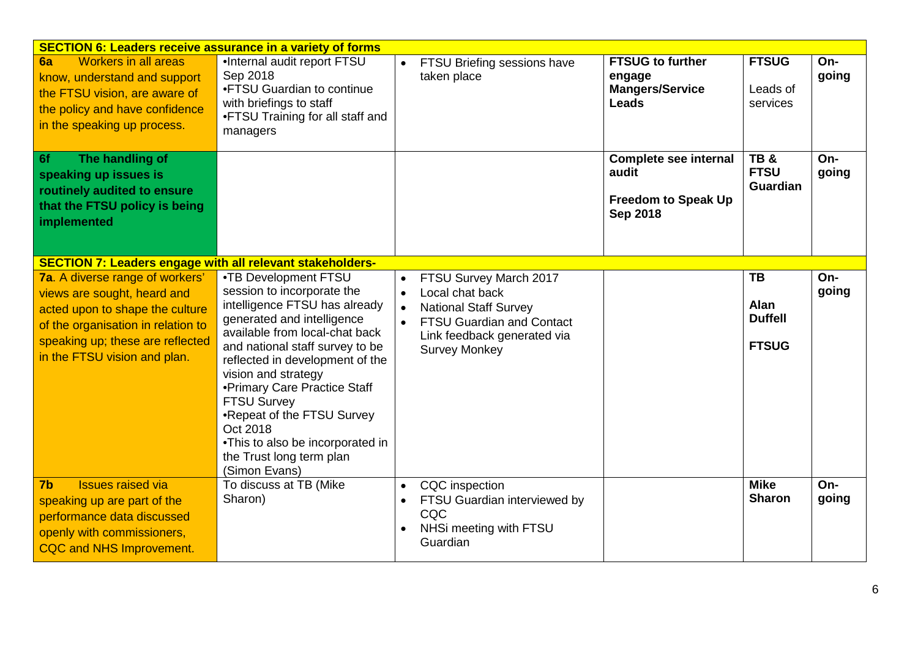| | | | | | |
|---|---|---|---|---|---|
| **SECTION 6: Leaders receive assurance in a variety of forms** | | | | | |
| **6a** Workers in all areas know, understand and support the FTSU vision, are aware of the policy and have confidence in the speaking up process. | •Internal audit report FTSU Sep 2018<br>•FTSU Guardian to continue with briefings to staff<br>•FTSU Training for all staff and managers | • FTSU Briefing sessions have taken place | **FTSUG to further engage Mangers/Service Leads** | **FTSUG**<br>Leads of services | **On-going** |
| **6f The handling of speaking up issues is routinely audited to ensure that the FTSU policy is being implemented** | | | **Complete see internal audit**<br>**Freedom to Speak Up Sep 2018** | **TB & FTSU Guardian** | **On-going** |
| **SECTION 7: Leaders engage with all relevant stakeholders-** | | | | | |
| **7a**. A diverse range of workers' views are sought, heard and acted upon to shape the culture of the organisation in relation to speaking up; these are reflected in the FTSU vision and plan. | •TB Development FTSU session to incorporate the intelligence FTSU has already generated and intelligence available from local-chat back and national staff survey to be reflected in development of the vision and strategy<br>•Primary Care Practice Staff FTSU Survey<br>•Repeat of the FTSU Survey Oct 2018<br>•This to also be incorporated in the Trust long term plan (Simon Evans) | • FTSU Survey March 2017<br>• Local chat back<br>• National Staff Survey<br>• FTSU Guardian and Contact Link feedback generated via Survey Monkey | | **TB**<br>**Alan Duffell**<br>**FTSUG** | **On-going** |
| **7b** Issues raised via speaking up are part of the performance data discussed openly with commissioners, CQC and NHS Improvement. | To discuss at TB (Mike Sharon) | • CQC inspection<br>• FTSU Guardian interviewed by CQC<br>• NHSi meeting with FTSU Guardian | | **Mike Sharon** | **On-going** |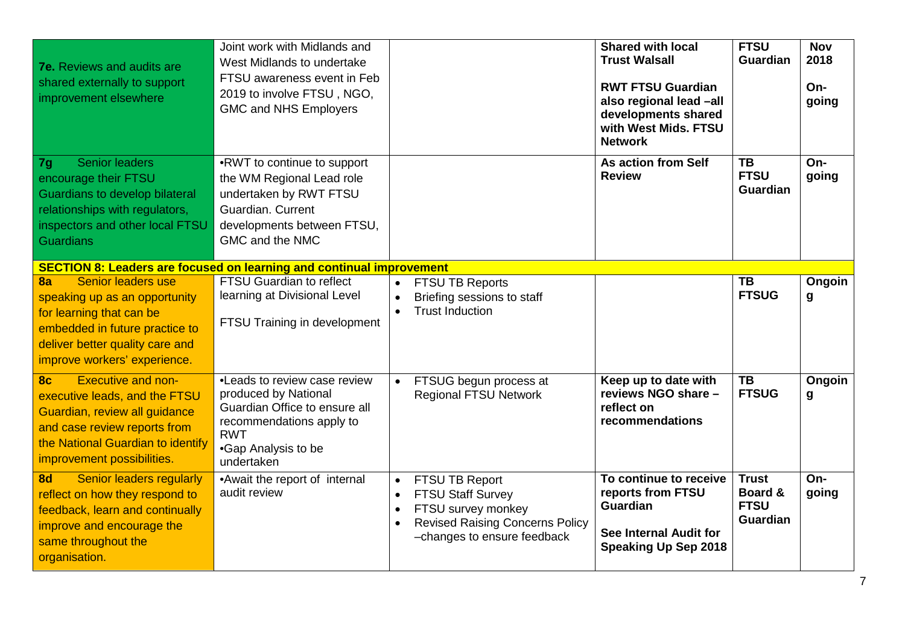| | | | | | |
|---|---|---|---|---|---|
| **7e.** Reviews and audits are shared externally to support improvement elsewhere | Joint work with Midlands and West Midlands to undertake FTSU awareness event in Feb 2019 to involve FTSU , NGO, GMC and NHS Employers | | **Shared with local Trust Walsall**<br><br>**RWT FTSU Guardian also regional lead –all developments shared with West Mids. FTSU Network** | **FTSU Guardian** | **Nov 2018**<br><br>**On-going** |
| **7g** Senior leaders encourage their FTSU Guardians to develop bilateral relationships with regulators, inspectors and other local FTSU Guardians | •RWT to continue to support the WM Regional Lead role undertaken by RWT FTSU Guardian. Current developments between FTSU, GMC and the NMC | | **As action from Self Review** | **TB FTSU Guardian** | **On-going** |
| **SECTION 8: Leaders are focused on learning and continual improvement** | | | | | |
| **8a** Senior leaders use speaking up as an opportunity for learning that can be embedded in future practice to deliver better quality care and improve workers' experience. | FTSU Guardian to reflect learning at Divisional Level<br><br>FTSU Training in development | • FTSU TB Reports<br>• Briefing sessions to staff<br>• Trust Induction | | **TB FTSUG** | **Ongoing** |
| **8c** Executive and non-executive leads, and the FTSU Guardian, review all guidance and case review reports from the National Guardian to identify improvement possibilities. | •Leads to review case review produced by National Guardian Office to ensure all recommendations apply to RWT<br>•Gap Analysis to be undertaken | • FTSUG begun process at Regional FTSU Network | **Keep up to date with reviews NGO share – reflect on recommendations** | **TB FTSUG** | **Ongoing** |
| **8d** Senior leaders regularly reflect on how they respond to feedback, learn and continually improve and encourage the same throughout the organisation. | •Await the report of internal audit review | • FTSU TB Report<br>• FTSU Staff Survey<br>• FTSU survey monkey<br>• Revised Raising Concerns Policy –changes to ensure feedback | **To continue to receive reports from FTSU Guardian**<br><br>**See Internal Audit for Speaking Up Sep 2018** | **Trust Board & FTSU Guardian** | **On-going** |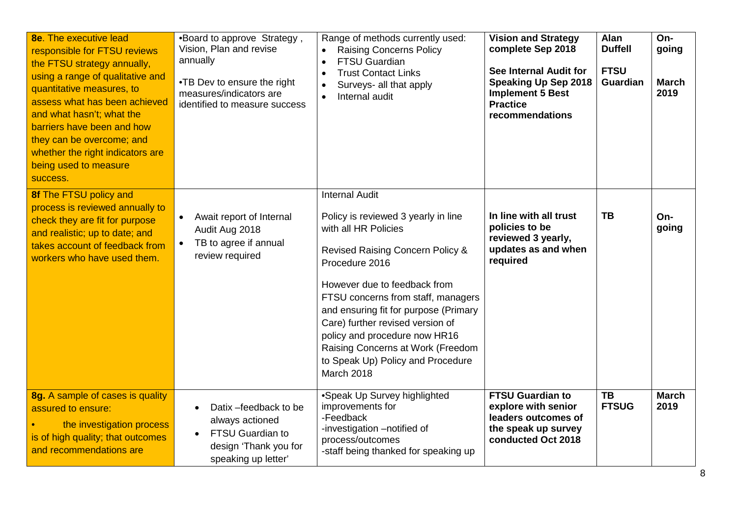| **8e**. The executive lead responsible for FTSU reviews the FTSU strategy annually, using a range of qualitative and quantitative measures, to assess what has been achieved and what hasn't; what the barriers have been and how they can be overcome; and whether the right indicators are being used to measure success. | •Board to approve Strategy, Vision, Plan and revise annually<br><br>•TB Dev to ensure the right measures/indicators are identified to measure success | Range of methods currently used:<br>• Raising Concerns Policy<br>• FTSU Guardian<br>• Trust Contact Links<br>• Surveys- all that apply<br>• Internal audit | **Vision and Strategy complete Sep 2018**<br><br>**See Internal Audit for Speaking Up Sep 2018 Implement 5 Best Practice recommendations** | **Alan Duffell**<br><br>**FTSU Guardian** | **On-going**<br><br>**March 2019** |
|---|---|---|---|---|---|
| **8f** The FTSU policy and process is reviewed annually to check they are fit for purpose and realistic; up to date; and takes account of feedback from workers who have used them. | • Await report of Internal Audit Aug 2018<br>• TB to agree if annual review required | Internal Audit<br><br>Policy is reviewed 3 yearly in line with all HR Policies<br><br>Revised Raising Concern Policy & Procedure 2016<br><br>However due to feedback from FTSU concerns from staff, managers and ensuring fit for purpose (Primary Care) further revised version of policy and procedure now HR16 Raising Concerns at Work (Freedom to Speak Up) Policy and Procedure March 2018 | **In line with all trust policies to be reviewed 3 yearly, updates as and when required** | **TB** | **On-going** |
| **8g.** A sample of cases is quality assured to ensure:<br>• the investigation process is of high quality; that outcomes and recommendations are | • Datix –feedback to be always actioned<br>• FTSU Guardian to design 'Thank you for speaking up letter' | •Speak Up Survey highlighted improvements for<br>-Feedback<br>-investigation –notified of process/outcomes<br>-staff being thanked for speaking up | **FTSU Guardian to explore with senior leaders outcomes of the speak up survey conducted Oct 2018** | **TB**<br>**FTSUG** | **March 2019** |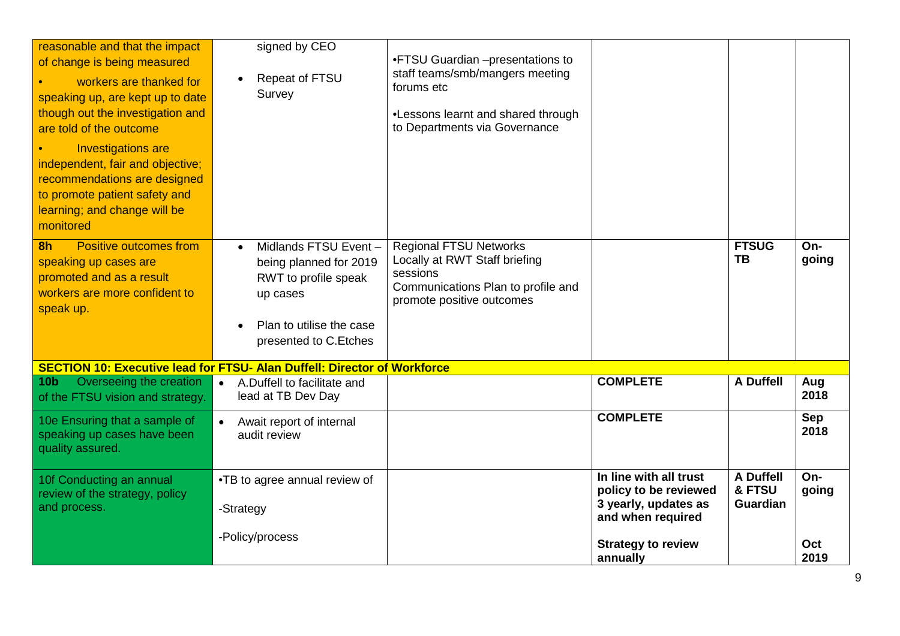| | | | | | |
|---|---|---|---|---|---|
| reasonable and that the impact of change is being measured<br>• workers are thanked for speaking up, are kept up to date though out the investigation and are told of the outcome<br>• Investigations are independent, fair and objective; recommendations are designed to promote patient safety and learning; and change will be monitored | signed by CEO<br>• Repeat of FTSU Survey | •FTSU Guardian –presentations to staff teams/smb/mangers meeting forums etc<br>•Lessons learnt and shared through to Departments via Governance | | | |
| **8h** Positive outcomes from speaking up cases are promoted and as a result workers are more confident to speak up. | • Midlands FTSU Event – being planned for 2019 RWT to profile speak up cases<br>• Plan to utilise the case presented to C.Etches | Regional FTSU Networks<br>Locally at RWT Staff briefing sessions<br>Communications Plan to profile and promote positive outcomes | | **FTSUG TB** | **On-going** |
| **SECTION 10: Executive lead for FTSU- Alan Duffell: Director of Workforce** | | | | | |
| **10b** Overseeing the creation of the FTSU vision and strategy. | • A.Duffell to facilitate and lead at TB Dev Day | | **COMPLETE** | **A Duffell** | **Aug 2018** |
| 10e Ensuring that a sample of speaking up cases have been quality assured. | • Await report of internal audit review | | **COMPLETE** | | **Sep 2018** |
| 10f Conducting an annual review of the strategy, policy and process. | •TB to agree annual review of<br>-Strategy<br>-Policy/process | | **In line with all trust policy to be reviewed 3 yearly, updates as and when required**<br>**Strategy to review annually** | **A Duffell & FTSU Guardian** | **On-going**<br>**Oct 2019** |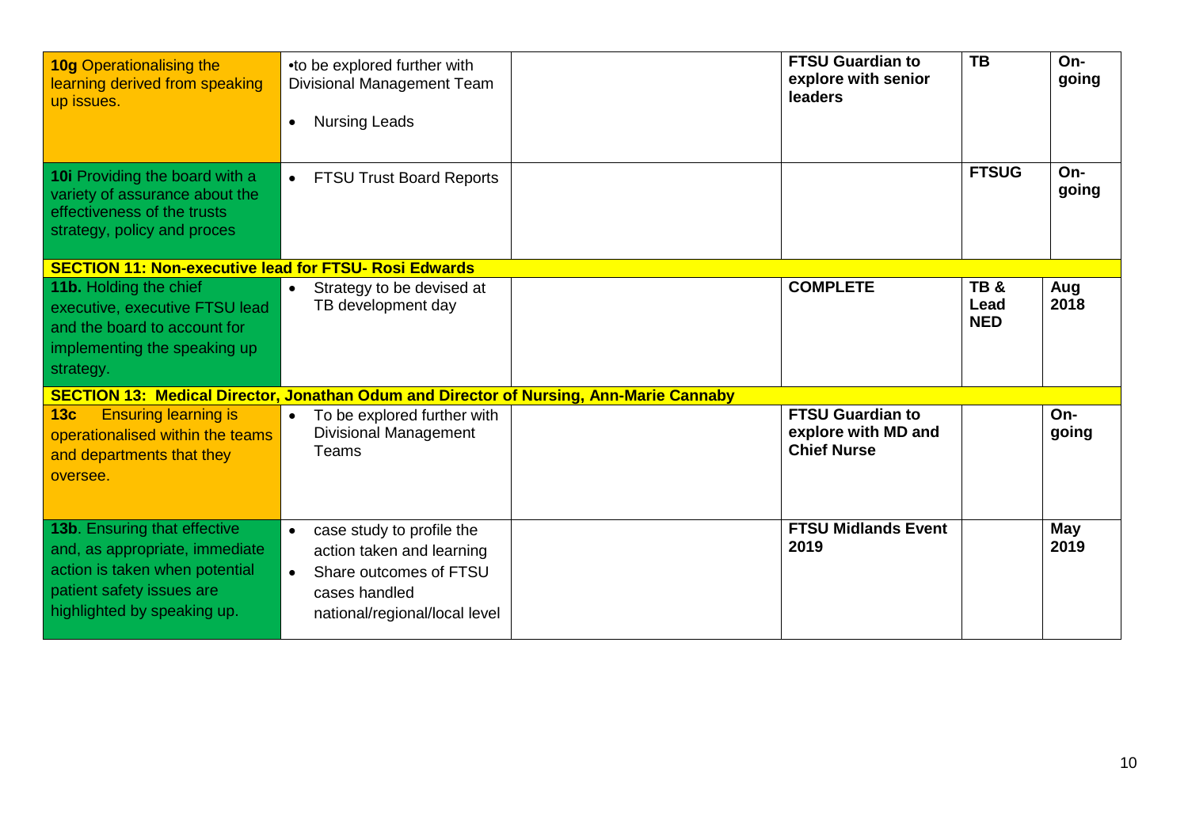| | | | | | |
|---|---|---|---|---|---|
| **10g** Operationalising the learning derived from speaking up issues. | •to be explored further with Divisional Management Team<br>• Nursing Leads | | **FTSU Guardian to explore with senior leaders** | **TB** | **On-going** |
| **10i** Providing the board with a variety of assurance about the effectiveness of the trusts strategy, policy and proces | • FTSU Trust Board Reports | | | **FTSUG** | **On-going** |
| **SECTION 11: Non-executive lead for FTSU- Rosi Edwards** | | | | | |
| **11b.** Holding the chief executive, executive FTSU lead and the board to account for implementing the speaking up strategy. | • Strategy to be devised at TB development day | | **COMPLETE** | **TB & Lead NED** | **Aug 2018** |
| **SECTION 13: Medical Director, Jonathan Odum and Director of Nursing, Ann-Marie Cannaby** | | | | | |
| **13c** Ensuring learning is operationalised within the teams and departments that they oversee. | • To be explored further with Divisional Management Teams | | **FTSU Guardian to explore with MD and Chief Nurse** | | **On-going** |
| **13b**. Ensuring that effective and, as appropriate, immediate action is taken when potential patient safety issues are highlighted by speaking up. | • case study to profile the action taken and learning<br>• Share outcomes of FTSU cases handled national/regional/local level | | **FTSU Midlands Event 2019** | | **May 2019** |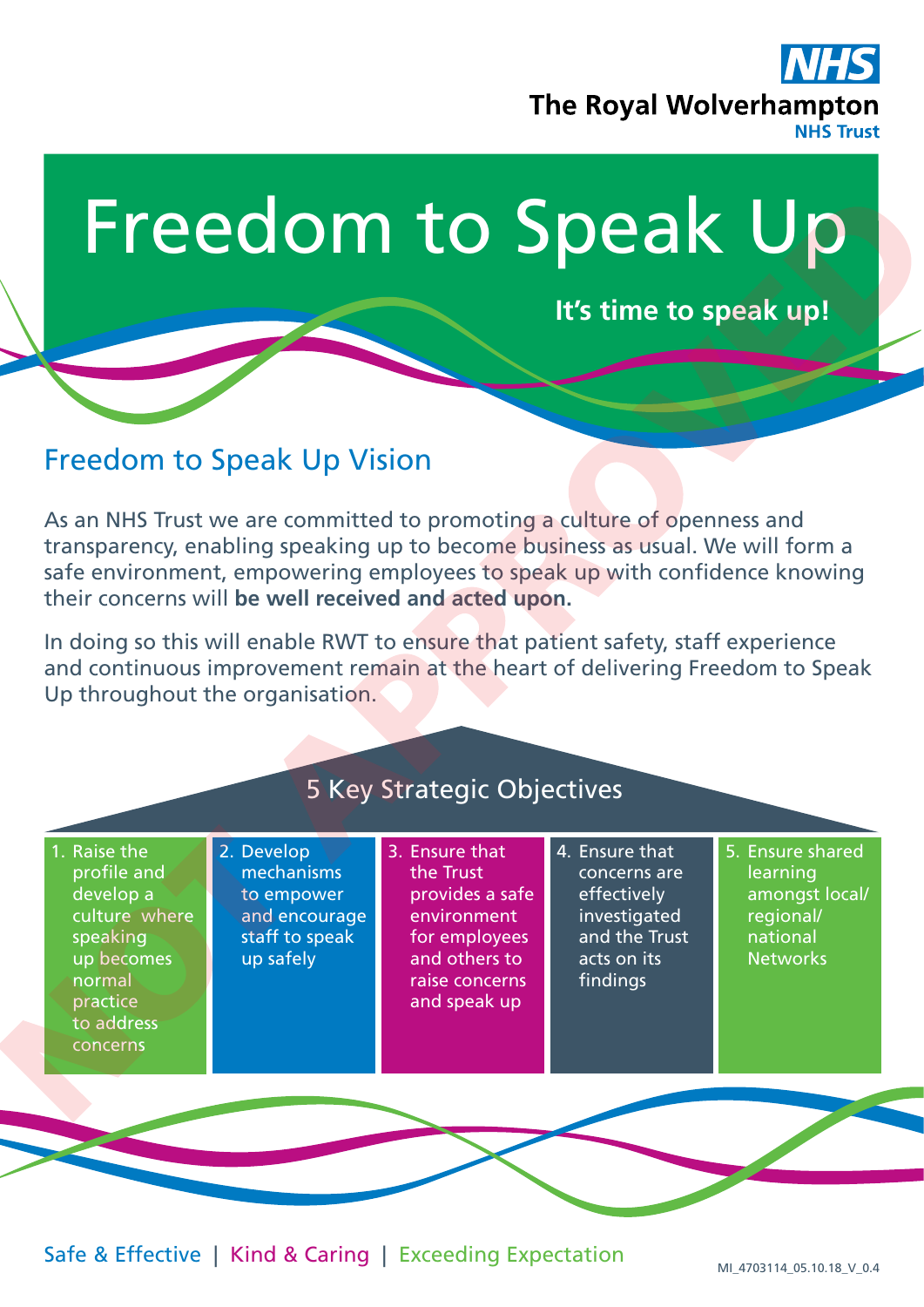NHS
The Royal Wolverhampton
NHS Trust

# Freedom to Speak Up

**It's time to speak up!**

## Freedom to Speak Up Vision

As an NHS Trust we are committed to promoting a culture of openness and transparency, enabling speaking up to become business as usual. We will form a safe environment, empowering employees to speak up with confidence knowing their concerns will **be well received and acted upon.**

In doing so this will enable RWT to ensure that patient safety, staff experience and continuous improvement remain at the heart of delivering Freedom to Speak Up throughout the organisation.

### 5 Key Strategic Objectives

1. Raise the profile and develop a culture where speaking up becomes normal practice to address concerns
2. Develop mechanisms to empower and encourage staff to speak up safely
3. Ensure that the Trust provides a safe environment for employees and others to raise concerns and speak up
4. Ensure that concerns are effectively investigated and the Trust acts on its findings
5. Ensure shared learning amongst local/regional/national Networks

Safe & Effective | Kind & Caring | Exceeding Expectation

MI_4703114_05.10.18_V_0.4

NOT APPROVED